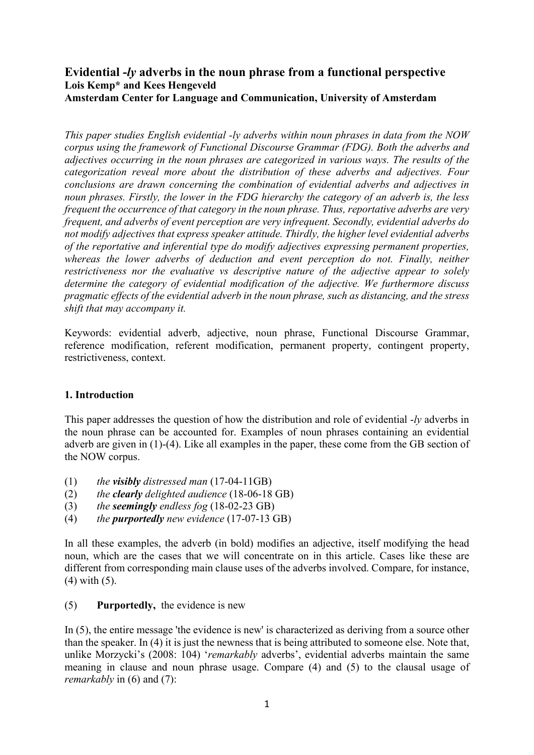# Evidential *-ly* adverbs in the noun phrase from a functional perspective

**Lois Kemp\* and Kees Hengeveld**
**Amsterdam Center for Language and Communication, University of Amsterdam**

*This paper studies English evidential -ly adverbs within noun phrases in data from the NOW corpus using the framework of Functional Discourse Grammar (FDG). Both the adverbs and adjectives occurring in the noun phrases are categorized in various ways. The results of the categorization reveal more about the distribution of these adverbs and adjectives. Four conclusions are drawn concerning the combination of evidential adverbs and adjectives in noun phrases. Firstly, the lower in the FDG hierarchy the category of an adverb is, the less frequent the occurrence of that category in the noun phrase. Thus, reportative adverbs are very frequent, and adverbs of event perception are very infrequent. Secondly, evidential adverbs do not modify adjectives that express speaker attitude. Thirdly, the higher level evidential adverbs of the reportative and inferential type do modify adjectives expressing permanent properties, whereas the lower adverbs of deduction and event perception do not. Finally, neither restrictiveness nor the evaluative vs descriptive nature of the adjective appear to solely determine the category of evidential modification of the adjective. We furthermore discuss pragmatic effects of the evidential adverb in the noun phrase, such as distancing, and the stress shift that may accompany it.*

Keywords: evidential adverb, adjective, noun phrase, Functional Discourse Grammar, reference modification, referent modification, permanent property, contingent property, restrictiveness, context.

## 1. Introduction

This paper addresses the question of how the distribution and role of evidential *-ly* adverbs in the noun phrase can be accounted for. Examples of noun phrases containing an evidential adverb are given in (1)-(4). Like all examples in the paper, these come from the GB section of the NOW corpus.

(1) *the **visibly** distressed man* (17-04-11GB)
(2) *the **clearly** delighted audience* (18-06-18 GB)
(3) *the **seemingly** endless fog* (18-02-23 GB)
(4) *the **purportedly** new evidence* (17-07-13 GB)

In all these examples, the adverb (in bold) modifies an adjective, itself modifying the head noun, which are the cases that we will concentrate on in this article. Cases like these are different from corresponding main clause uses of the adverbs involved. Compare, for instance, (4) with (5).

(5) **Purportedly,** the evidence is new

In (5), the entire message 'the evidence is new' is characterized as deriving from a source other than the speaker. In (4) it is just the newness that is being attributed to someone else. Note that, unlike Morzycki's (2008: 104) '*remarkably* adverbs', evidential adverbs maintain the same meaning in clause and noun phrase usage. Compare (4) and (5) to the clausal usage of *remarkably* in (6) and (7):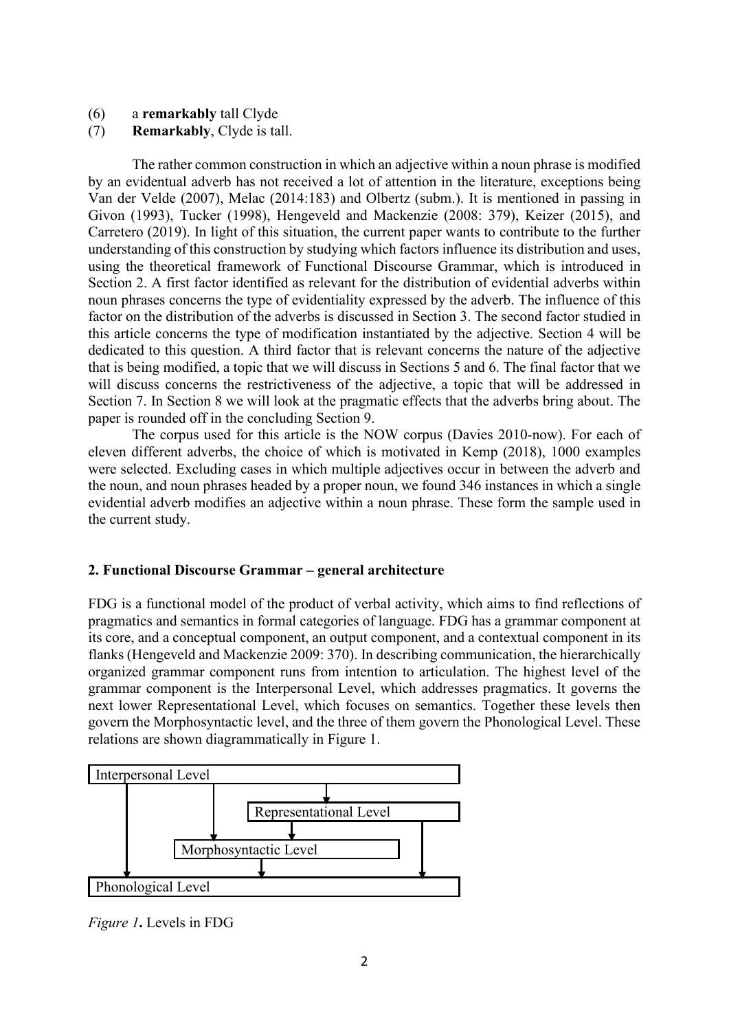(6) a **remarkably** tall Clyde
(7) **Remarkably**, Clyde is tall.

The rather common construction in which an adjective within a noun phrase is modified by an evidentual adverb has not received a lot of attention in the literature, exceptions being Van der Velde (2007), Melac (2014:183) and Olbertz (subm.). It is mentioned in passing in Givon (1993), Tucker (1998), Hengeveld and Mackenzie (2008: 379), Keizer (2015), and Carretero (2019). In light of this situation, the current paper wants to contribute to the further understanding of this construction by studying which factors influence its distribution and uses, using the theoretical framework of Functional Discourse Grammar, which is introduced in Section 2. A first factor identified as relevant for the distribution of evidential adverbs within noun phrases concerns the type of evidentiality expressed by the adverb. The influence of this factor on the distribution of the adverbs is discussed in Section 3. The second factor studied in this article concerns the type of modification instantiated by the adjective. Section 4 will be dedicated to this question. A third factor that is relevant concerns the nature of the adjective that is being modified, a topic that we will discuss in Sections 5 and 6. The final factor that we will discuss concerns the restrictiveness of the adjective, a topic that will be addressed in Section 7. In Section 8 we will look at the pragmatic effects that the adverbs bring about. The paper is rounded off in the concluding Section 9.

The corpus used for this article is the NOW corpus (Davies 2010-now). For each of eleven different adverbs, the choice of which is motivated in Kemp (2018), 1000 examples were selected. Excluding cases in which multiple adjectives occur in between the adverb and the noun, and noun phrases headed by a proper noun, we found 346 instances in which a single evidential adverb modifies an adjective within a noun phrase. These form the sample used in the current study.

## 2. Functional Discourse Grammar – general architecture

FDG is a functional model of the product of verbal activity, which aims to find reflections of pragmatics and semantics in formal categories of language. FDG has a grammar component at its core, and a conceptual component, an output component, and a contextual component in its flanks (Hengeveld and Mackenzie 2009: 370). In describing communication, the hierarchically organized grammar component runs from intention to articulation. The highest level of the grammar component is the Interpersonal Level, which addresses pragmatics. It governs the next lower Representational Level, which focuses on semantics. Together these levels then govern the Morphosyntactic level, and the three of them govern the Phonological Level. These relations are shown diagrammatically in Figure 1.

Interpersonal Level
Representational Level
Morphosyntactic Level
Phonological Level

*Figure 1*. Levels in FDG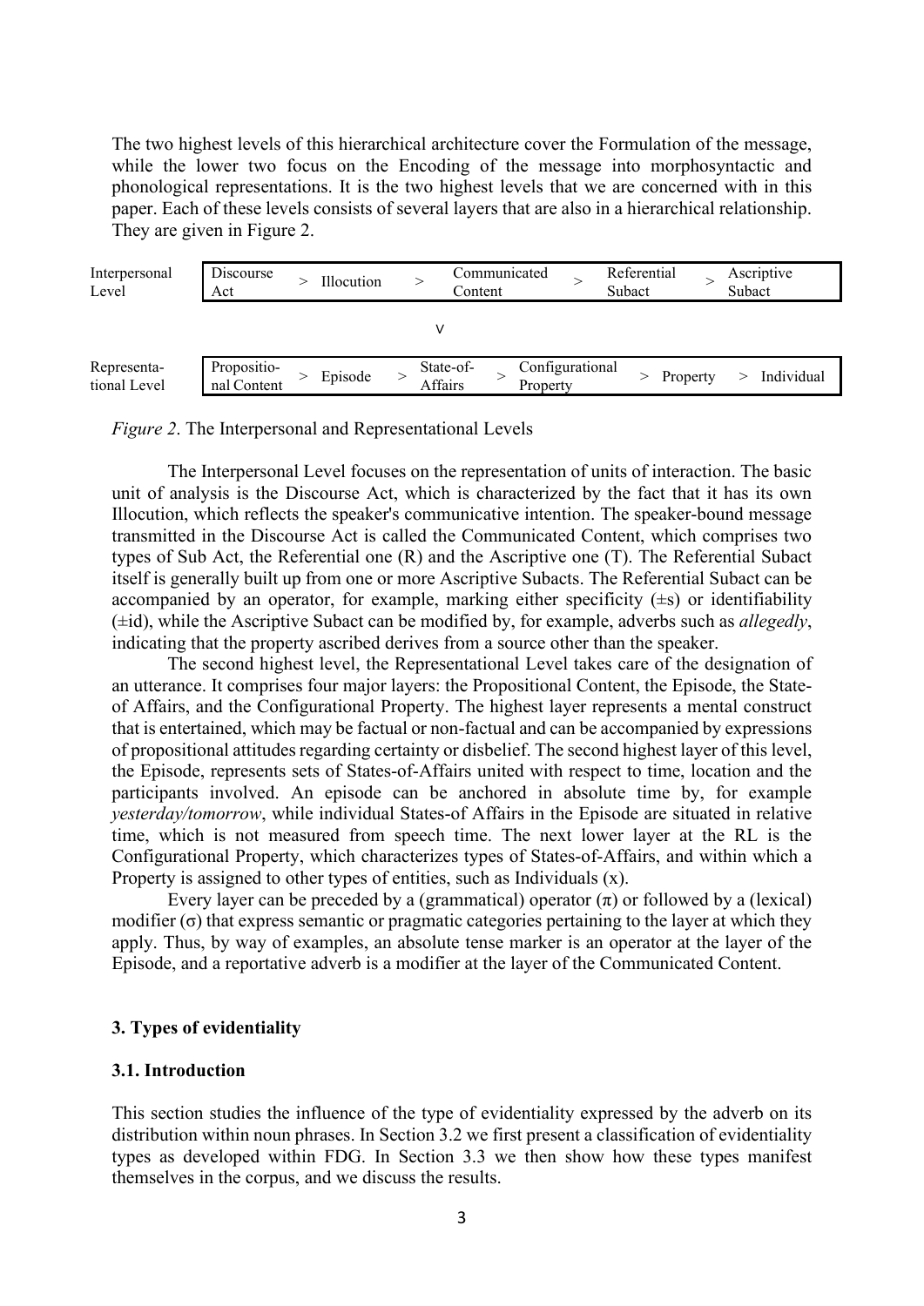The two highest levels of this hierarchical architecture cover the Formulation of the message, while the lower two focus on the Encoding of the message into morphosyntactic and phonological representations. It is the two highest levels that we are concerned with in this paper. Each of these levels consists of several layers that are also in a hierarchical relationship. They are given in Figure 2.

| | | | | | | | | | | | |
|---|---|---|---|---|---|---|---|---|---|---|---|
| Interpersonal Level | Discourse Act | > | Illocution | > | Communicated Content | > | Referential Subact | > | Ascriptive Subact | | |
| | | | | | ∨ | | | | | | |
| Representational Level | Propositional Content | > | Episode | > | State-of-Affairs | > | Configurational Property | > | Property | > | Individual |

*Figure 2*. The Interpersonal and Representational Levels

The Interpersonal Level focuses on the representation of units of interaction. The basic unit of analysis is the Discourse Act, which is characterized by the fact that it has its own Illocution, which reflects the speaker's communicative intention. The speaker-bound message transmitted in the Discourse Act is called the Communicated Content, which comprises two types of Sub Act, the Referential one (R) and the Ascriptive one (T). The Referential Subact itself is generally built up from one or more Ascriptive Subacts. The Referential Subact can be accompanied by an operator, for example, marking either specificity (±s) or identifiability (±id), while the Ascriptive Subact can be modified by, for example, adverbs such as *allegedly*, indicating that the property ascribed derives from a source other than the speaker.

The second highest level, the Representational Level takes care of the designation of an utterance. It comprises four major layers: the Propositional Content, the Episode, the State-of Affairs, and the Configurational Property. The highest layer represents a mental construct that is entertained, which may be factual or non-factual and can be accompanied by expressions of propositional attitudes regarding certainty or disbelief. The second highest layer of this level, the Episode, represents sets of States-of-Affairs united with respect to time, location and the participants involved. An episode can be anchored in absolute time by, for example *yesterday/tomorrow*, while individual States-of Affairs in the Episode are situated in relative time, which is not measured from speech time. The next lower layer at the RL is the Configurational Property, which characterizes types of States-of-Affairs, and within which a Property is assigned to other types of entities, such as Individuals (x).

Every layer can be preceded by a (grammatical) operator ($\pi$) or followed by a (lexical) modifier ($\sigma$) that express semantic or pragmatic categories pertaining to the layer at which they apply. Thus, by way of examples, an absolute tense marker is an operator at the layer of the Episode, and a reportative adverb is a modifier at the layer of the Communicated Content.

## 3. Types of evidentiality

### 3.1. Introduction

This section studies the influence of the type of evidentiality expressed by the adverb on its distribution within noun phrases. In Section 3.2 we first present a classification of evidentiality types as developed within FDG. In Section 3.3 we then show how these types manifest themselves in the corpus, and we discuss the results.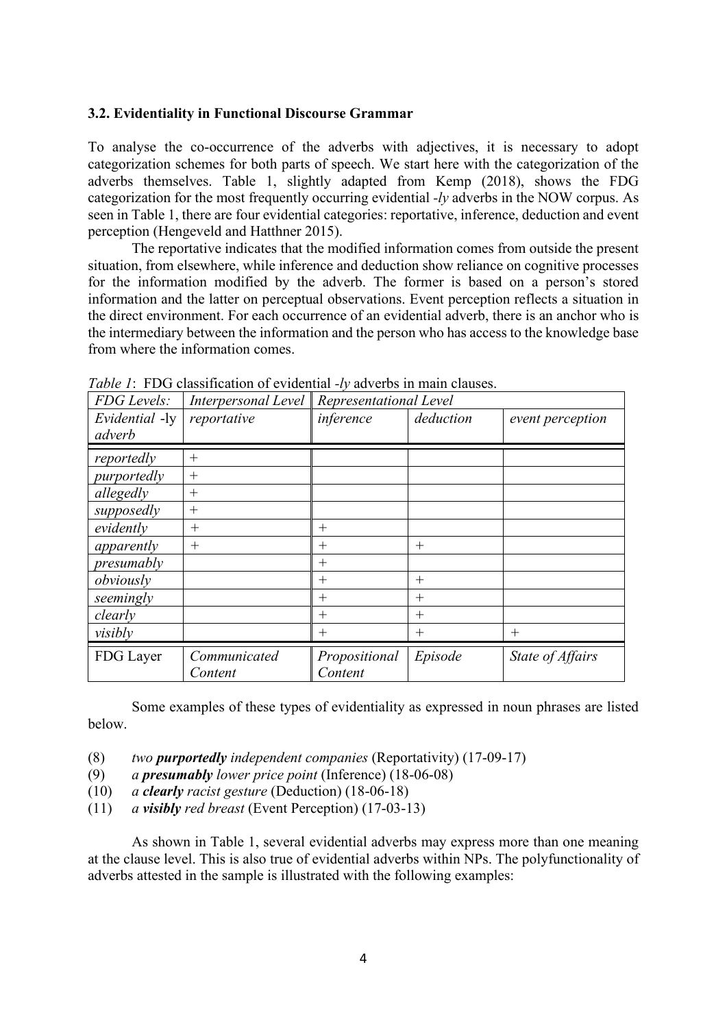### 3.2. Evidentiality in Functional Discourse Grammar

To analyse the co-occurrence of the adverbs with adjectives, it is necessary to adopt categorization schemes for both parts of speech. We start here with the categorization of the adverbs themselves. Table 1, slightly adapted from Kemp (2018), shows the FDG categorization for the most frequently occurring evidential *-ly* adverbs in the NOW corpus. As seen in Table 1, there are four evidential categories: reportative, inference, deduction and event perception (Hengeveld and Hatthner 2015).

The reportative indicates that the modified information comes from outside the present situation, from elsewhere, while inference and deduction show reliance on cognitive processes for the information modified by the adverb. The former is based on a person's stored information and the latter on perceptual observations. Event perception reflects a situation in the direct environment. For each occurrence of an evidential adverb, there is an anchor who is the intermediary between the information and the person who has access to the knowledge base from where the information comes.

*Table 1*: FDG classification of evidential *-ly* adverbs in main clauses.

| *FDG Levels:* | *Interpersonal Level* | *Representational Level* | | |
|---|---|---|---|---|
| *Evidential -*ly *adverb* | *reportative* | *inference* | *deduction* | *event perception* |
| *reportedly* | + | | | |
| *purportedly* | + | | | |
| *allegedly* | + | | | |
| *supposedly* | + | | | |
| *evidently* | + | + | | |
| *apparently* | + | + | + | |
| *presumably* | | + | | |
| *obviously* | | + | + | |
| *seemingly* | | + | + | |
| *clearly* | | + | + | |
| *visibly* | | + | + | + |
| FDG Layer | *Communicated Content* | *Propositional Content* | *Episode* | *State of Affairs* |

Some examples of these types of evidentiality as expressed in noun phrases are listed below.

(8) *two **purportedly** independent companies* (Reportativity) (17-09-17)
(9) *a **presumably** lower price point* (Inference) (18-06-08)
(10) *a **clearly** racist gesture* (Deduction) (18-06-18)
(11) *a **visibly** red breast* (Event Perception) (17-03-13)

As shown in Table 1, several evidential adverbs may express more than one meaning at the clause level. This is also true of evidential adverbs within NPs. The polyfunctionality of adverbs attested in the sample is illustrated with the following examples: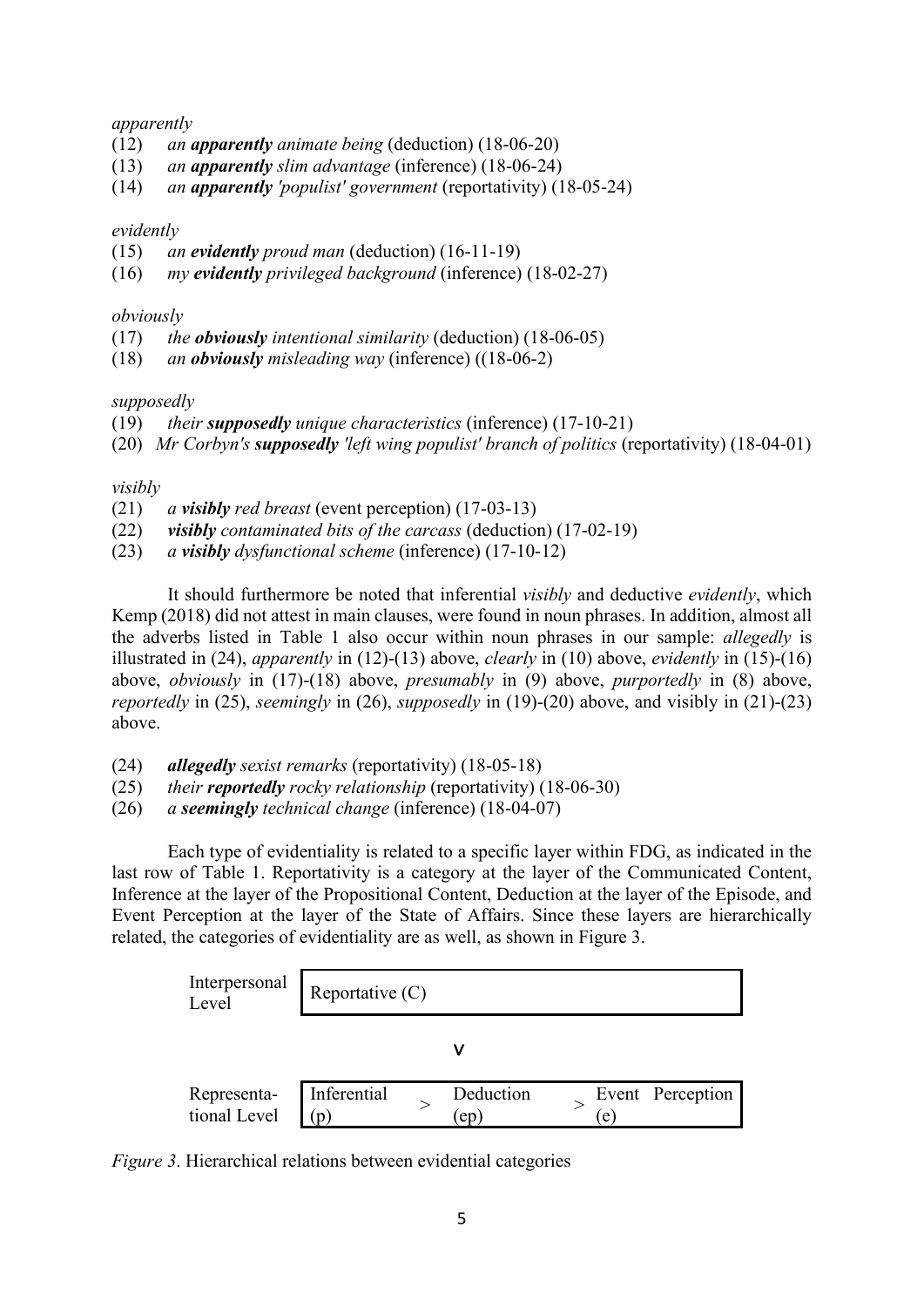*apparently*

(12) *an **apparently** animate being* (deduction) (18-06-20)
(13) *an **apparently** slim advantage* (inference) (18-06-24)
(14) *an **apparently** 'populist' government* (reportativity) (18-05-24)

*evidently*

(15) *an **evidently** proud man* (deduction) (16-11-19)
(16) *my **evidently** privileged background* (inference) (18-02-27)

*obviously*

(17) *the **obviously** intentional similarity* (deduction) (18-06-05)
(18) *an **obviously** misleading way* (inference) ((18-06-2)

*supposedly*

(19) *their **supposedly** unique characteristics* (inference) (17-10-21)
(20) *Mr Corbyn's **supposedly** 'left wing populist' branch of politics* (reportativity) (18-04-01)

*visibly*

(21) *a **visibly** red breast* (event perception) (17-03-13)
(22) ***visibly** contaminated bits of the carcass* (deduction) (17-02-19)
(23) *a **visibly** dysfunctional scheme* (inference) (17-10-12)

It should furthermore be noted that inferential *visibly* and deductive *evidently*, which Kemp (2018) did not attest in main clauses, were found in noun phrases. In addition, almost all the adverbs listed in Table 1 also occur within noun phrases in our sample: *allegedly* is illustrated in (24), *apparently* in (12)-(13) above, *clearly* in (10) above, *evidently* in (15)-(16) above, *obviously* in (17)-(18) above, *presumably* in (9) above, *purportedly* in (8) above, *reportedly* in (25), *seemingly* in (26), *supposedly* in (19)-(20) above, and visibly in (21)-(23) above.

(24) ***allegedly** sexist remarks* (reportativity) (18-05-18)
(25) *their **reportedly** rocky relationship* (reportativity) (18-06-30)
(26) *a **seemingly** technical change* (inference) (18-04-07)

Each type of evidentiality is related to a specific layer within FDG, as indicated in the last row of Table 1. Reportativity is a category at the layer of the Communicated Content, Inference at the layer of the Propositional Content, Deduction at the layer of the Episode, and Event Perception at the layer of the State of Affairs. Since these layers are hierarchically related, the categories of evidentiality are as well, as shown in Figure 3.

| Interpersonal Level | Reportative (C) | | | | |
|---|---|---|---|---|---|
| | | | v | | |
| Representational Level | Inferential (p) | > | Deduction (ep) | > | Event Perception (e) |

*Figure 3*. Hierarchical relations between evidential categories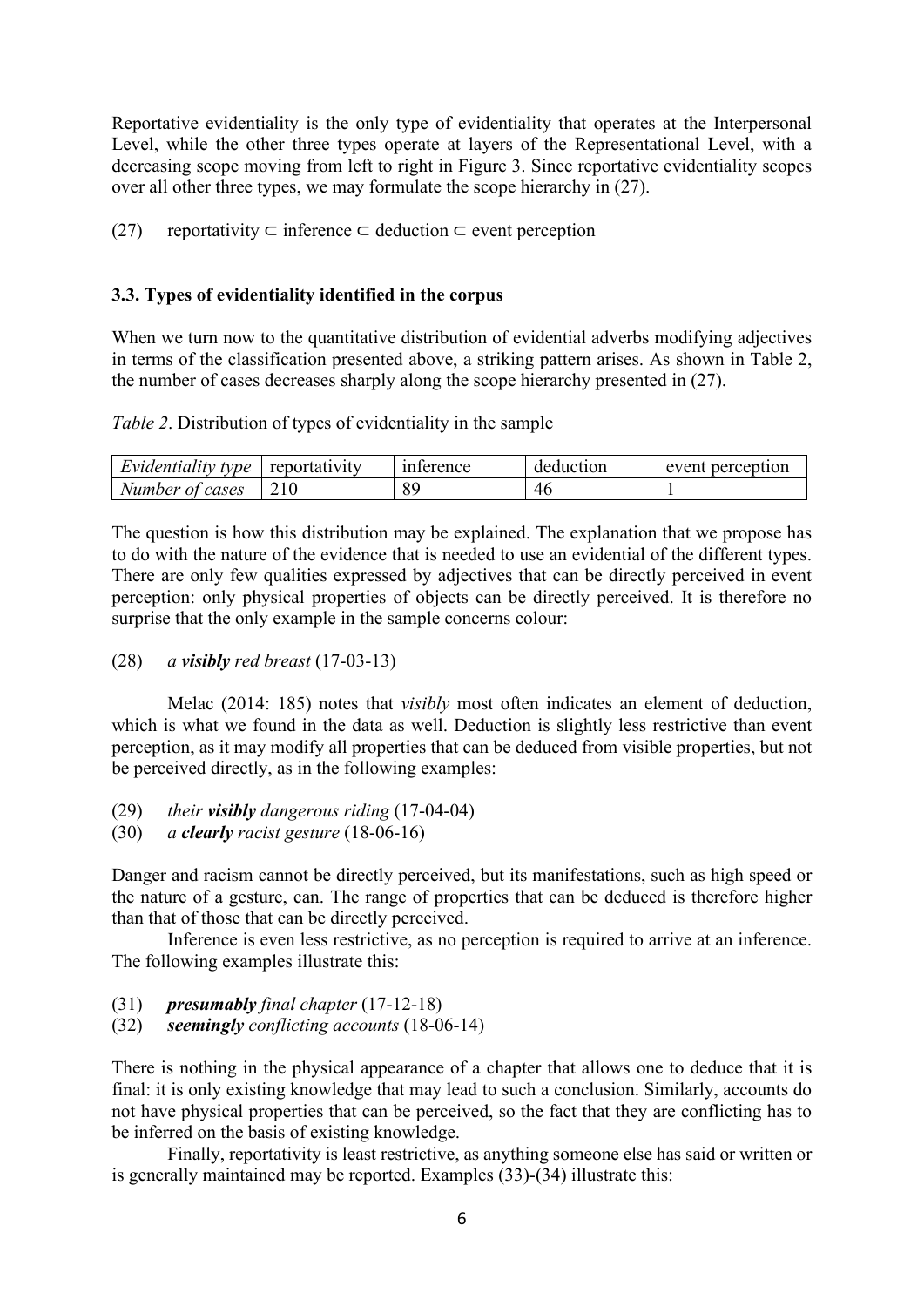Reportative evidentiality is the only type of evidentiality that operates at the Interpersonal Level, while the other three types operate at layers of the Representational Level, with a decreasing scope moving from left to right in Figure 3. Since reportative evidentiality scopes over all other three types, we may formulate the scope hierarchy in (27).

(27) reportativity ⊂ inference ⊂ deduction ⊂ event perception

### 3.3. Types of evidentiality identified in the corpus

When we turn now to the quantitative distribution of evidential adverbs modifying adjectives in terms of the classification presented above, a striking pattern arises. As shown in Table 2, the number of cases decreases sharply along the scope hierarchy presented in (27).

*Table 2*. Distribution of types of evidentiality in the sample

| *Evidentiality type* | reportativity | inference | deduction | event perception |
|---|---|---|---|---|
| *Number of cases* | 210 | 89 | 46 | 1 |

The question is how this distribution may be explained. The explanation that we propose has to do with the nature of the evidence that is needed to use an evidential of the different types. There are only few qualities expressed by adjectives that can be directly perceived in event perception: only physical properties of objects can be directly perceived. It is therefore no surprise that the only example in the sample concerns colour:

(28) *a **visibly** red breast* (17-03-13)

Melac (2014: 185) notes that *visibly* most often indicates an element of deduction, which is what we found in the data as well. Deduction is slightly less restrictive than event perception, as it may modify all properties that can be deduced from visible properties, but not be perceived directly, as in the following examples:

(29) *their **visibly** dangerous riding* (17-04-04)
(30) *a **clearly** racist gesture* (18-06-16)

Danger and racism cannot be directly perceived, but its manifestations, such as high speed or the nature of a gesture, can. The range of properties that can be deduced is therefore higher than that of those that can be directly perceived.

Inference is even less restrictive, as no perception is required to arrive at an inference. The following examples illustrate this:

(31) ***presumably** final chapter* (17-12-18)
(32) ***seemingly** conflicting accounts* (18-06-14)

There is nothing in the physical appearance of a chapter that allows one to deduce that it is final: it is only existing knowledge that may lead to such a conclusion. Similarly, accounts do not have physical properties that can be perceived, so the fact that they are conflicting has to be inferred on the basis of existing knowledge.

Finally, reportativity is least restrictive, as anything someone else has said or written or is generally maintained may be reported. Examples (33)-(34) illustrate this: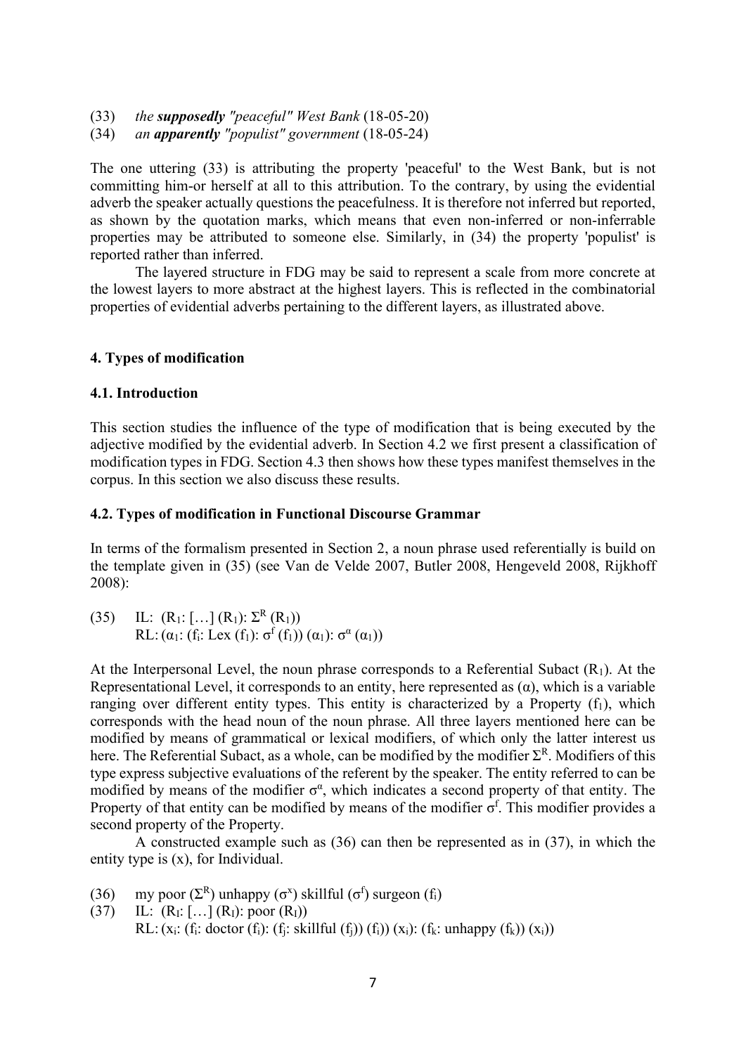(33) *the **supposedly** "peaceful" West Bank* (18-05-20)
(34) *an **apparently** "populist" government* (18-05-24)

The one uttering (33) is attributing the property 'peaceful' to the West Bank, but is not committing him-or herself at all to this attribution. To the contrary, by using the evidential adverb the speaker actually questions the peacefulness. It is therefore not inferred but reported, as shown by the quotation marks, which means that even non-inferred or non-inferrable properties may be attributed to someone else. Similarly, in (34) the property 'populist' is reported rather than inferred.

The layered structure in FDG may be said to represent a scale from more concrete at the lowest layers to more abstract at the highest layers. This is reflected in the combinatorial properties of evidential adverbs pertaining to the different layers, as illustrated above.

## 4. Types of modification

### 4.1. Introduction

This section studies the influence of the type of modification that is being executed by the adjective modified by the evidential adverb. In Section 4.2 we first present a classification of modification types in FDG. Section 4.3 then shows how these types manifest themselves in the corpus. In this section we also discuss these results.

### 4.2. Types of modification in Functional Discourse Grammar

In terms of the formalism presented in Section 2, a noun phrase used referentially is build on the template given in (35) (see Van de Velde 2007, Butler 2008, Hengeveld 2008, Rijkhoff 2008):

(35) IL: $(R_1: [\ldots] (R_1): \Sigma^R (R_1))$
RL: $(\alpha_1: (f_i: \text{Lex } (f_1): \sigma^f (f_1)) (\alpha_1): \sigma^\alpha (\alpha_1))$

At the Interpersonal Level, the noun phrase corresponds to a Referential Subact ($R_1$). At the Representational Level, it corresponds to an entity, here represented as ($\alpha$), which is a variable ranging over different entity types. This entity is characterized by a Property ($f_1$), which corresponds with the head noun of the noun phrase. All three layers mentioned here can be modified by means of grammatical or lexical modifiers, of which only the latter interest us here. The Referential Subact, as a whole, can be modified by the modifier $\Sigma^R$. Modifiers of this type express subjective evaluations of the referent by the speaker. The entity referred to can be modified by means of the modifier $\sigma^\alpha$, which indicates a second property of that entity. The Property of that entity can be modified by means of the modifier $\sigma^f$. This modifier provides a second property of the Property.

A constructed example such as (36) can then be represented as in (37), in which the entity type is (x), for Individual.

(36) my poor ($\Sigma^R$) unhappy ($\sigma^x$) skillful ($\sigma^f$) surgeon ($f_i$)
(37) IL: $(R_I: [\ldots] (R_I): \text{poor } (R_I))$
RL: $(x_i: (f_i: \text{doctor } (f_i): (f_j: \text{skillful } (f_j)) (f_i)) (x_i): (f_k: \text{unhappy } (f_k)) (x_i))$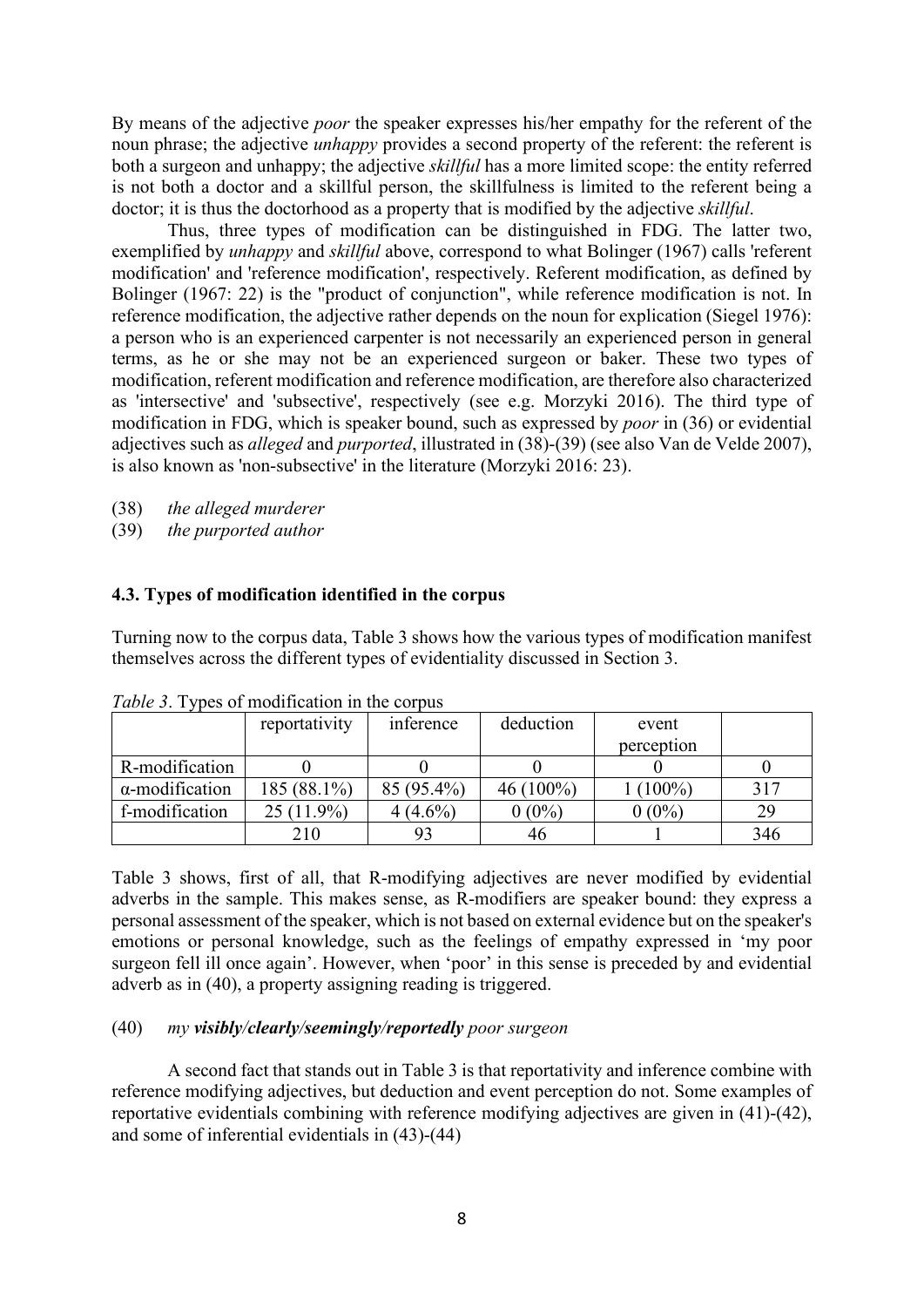By means of the adjective *poor* the speaker expresses his/her empathy for the referent of the noun phrase; the adjective *unhappy* provides a second property of the referent: the referent is both a surgeon and unhappy; the adjective *skillful* has a more limited scope: the entity referred is not both a doctor and a skillful person, the skillfulness is limited to the referent being a doctor; it is thus the doctorhood as a property that is modified by the adjective *skillful*.

Thus, three types of modification can be distinguished in FDG. The latter two, exemplified by *unhappy* and *skillful* above, correspond to what Bolinger (1967) calls 'referent modification' and 'reference modification', respectively. Referent modification, as defined by Bolinger (1967: 22) is the "product of conjunction", while reference modification is not. In reference modification, the adjective rather depends on the noun for explication (Siegel 1976): a person who is an experienced carpenter is not necessarily an experienced person in general terms, as he or she may not be an experienced surgeon or baker. These two types of modification, referent modification and reference modification, are therefore also characterized as 'intersective' and 'subsective', respectively (see e.g. Morzyki 2016). The third type of modification in FDG, which is speaker bound, such as expressed by *poor* in (36) or evidential adjectives such as *alleged* and *purported*, illustrated in (38)-(39) (see also Van de Velde 2007), is also known as 'non-subsective' in the literature (Morzyki 2016: 23).

(38) *the alleged murderer*
(39) *the purported author*

### 4.3. Types of modification identified in the corpus

Turning now to the corpus data, Table 3 shows how the various types of modification manifest themselves across the different types of evidentiality discussed in Section 3.

*Table 3*. Types of modification in the corpus

| | reportativity | inference | deduction | event perception | |
|---|---|---|---|---|---|
| R-modification | 0 | 0 | 0 | 0 | 0 |
| α-modification | 185 (88.1%) | 85 (95.4%) | 46 (100%) | 1 (100%) | 317 |
| f-modification | 25 (11.9%) | 4 (4.6%) | 0 (0%) | 0 (0%) | 29 |
| | 210 | 93 | 46 | 1 | 346 |

Table 3 shows, first of all, that R-modifying adjectives are never modified by evidential adverbs in the sample. This makes sense, as R-modifiers are speaker bound: they express a personal assessment of the speaker, which is not based on external evidence but on the speaker's emotions or personal knowledge, such as the feelings of empathy expressed in 'my poor surgeon fell ill once again'. However, when 'poor' in this sense is preceded by and evidential adverb as in (40), a property assigning reading is triggered.

(40) *my* ***visibly/clearly/seemingly/reportedly*** *poor surgeon*

A second fact that stands out in Table 3 is that reportativity and inference combine with reference modifying adjectives, but deduction and event perception do not. Some examples of reportative evidentials combining with reference modifying adjectives are given in (41)-(42), and some of inferential evidentials in (43)-(44)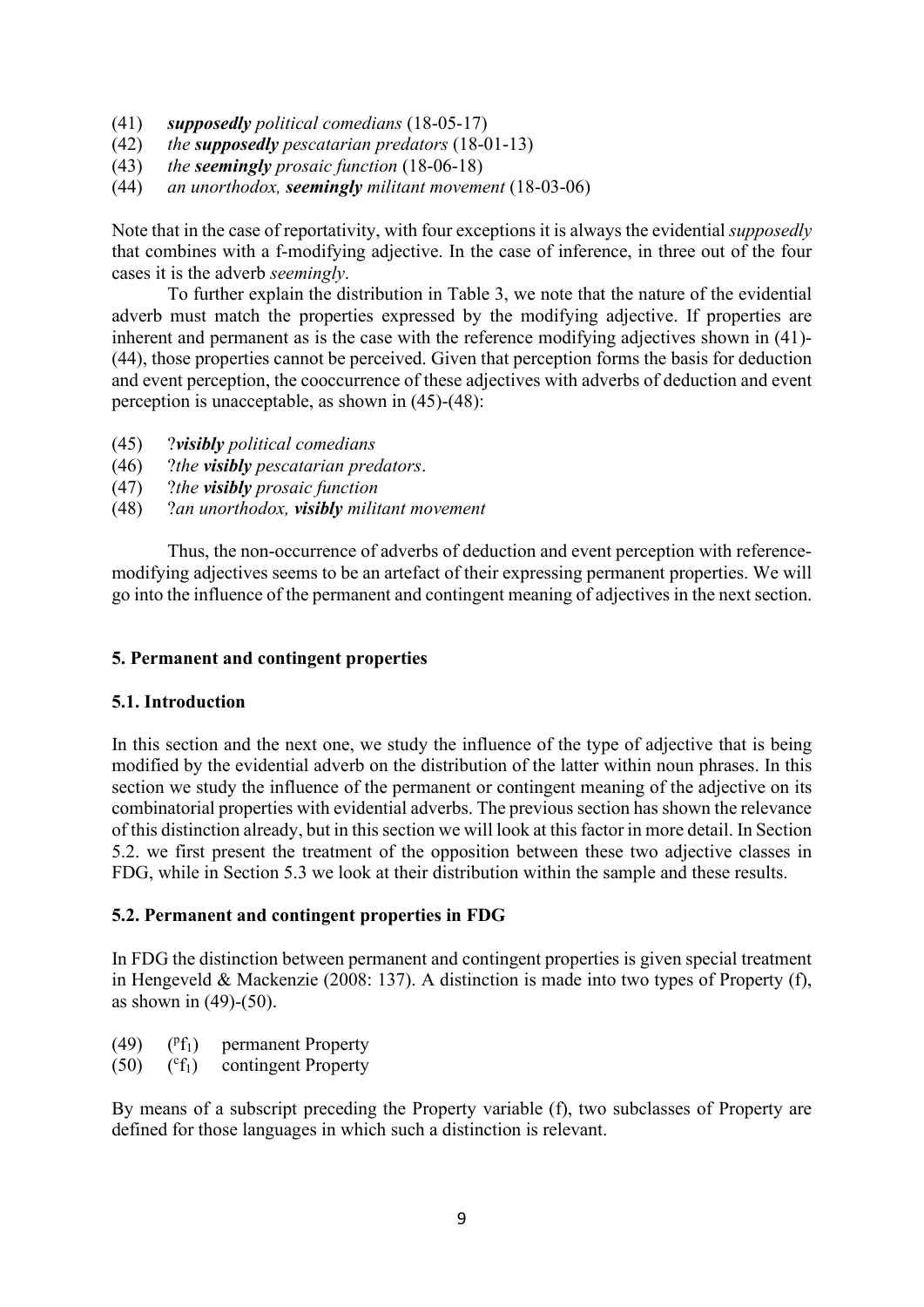(41) ***supposedly*** *political comedians* (18-05-17)
(42) *the* ***supposedly*** *pescatarian predators* (18-01-13)
(43) *the* ***seemingly*** *prosaic function* (18-06-18)
(44) *an unorthodox,* ***seemingly*** *militant movement* (18-03-06)

Note that in the case of reportativity, with four exceptions it is always the evidential *supposedly* that combines with a f-modifying adjective. In the case of inference, in three out of the four cases it is the adverb *seemingly*.

To further explain the distribution in Table 3, we note that the nature of the evidential adverb must match the properties expressed by the modifying adjective. If properties are inherent and permanent as is the case with the reference modifying adjectives shown in (41)-(44), those properties cannot be perceived. Given that perception forms the basis for deduction and event perception, the cooccurrence of these adjectives with adverbs of deduction and event perception is unacceptable, as shown in (45)-(48):

(45) ?***visibly*** *political comedians*
(46) ?*the* ***visibly*** *pescatarian predators*.
(47) ?*the* ***visibly*** *prosaic function*
(48) ?*an unorthodox,* ***visibly*** *militant movement*

Thus, the non-occurrence of adverbs of deduction and event perception with reference-modifying adjectives seems to be an artefact of their expressing permanent properties. We will go into the influence of the permanent and contingent meaning of adjectives in the next section.

## 5. Permanent and contingent properties

### 5.1. Introduction

In this section and the next one, we study the influence of the type of adjective that is being modified by the evidential adverb on the distribution of the latter within noun phrases. In this section we study the influence of the permanent or contingent meaning of the adjective on its combinatorial properties with evidential adverbs. The previous section has shown the relevance of this distinction already, but in this section we will look at this factor in more detail. In Section 5.2. we first present the treatment of the opposition between these two adjective classes in FDG, while in Section 5.3 we look at their distribution within the sample and these results.

### 5.2. Permanent and contingent properties in FDG

In FDG the distinction between permanent and contingent properties is given special treatment in Hengeveld & Mackenzie (2008: 137). A distinction is made into two types of Property (f), as shown in (49)-(50).

(49) $({}^{p}f_1)$ permanent Property
(50) $({}^{c}f_1)$ contingent Property

By means of a subscript preceding the Property variable (f), two subclasses of Property are defined for those languages in which such a distinction is relevant.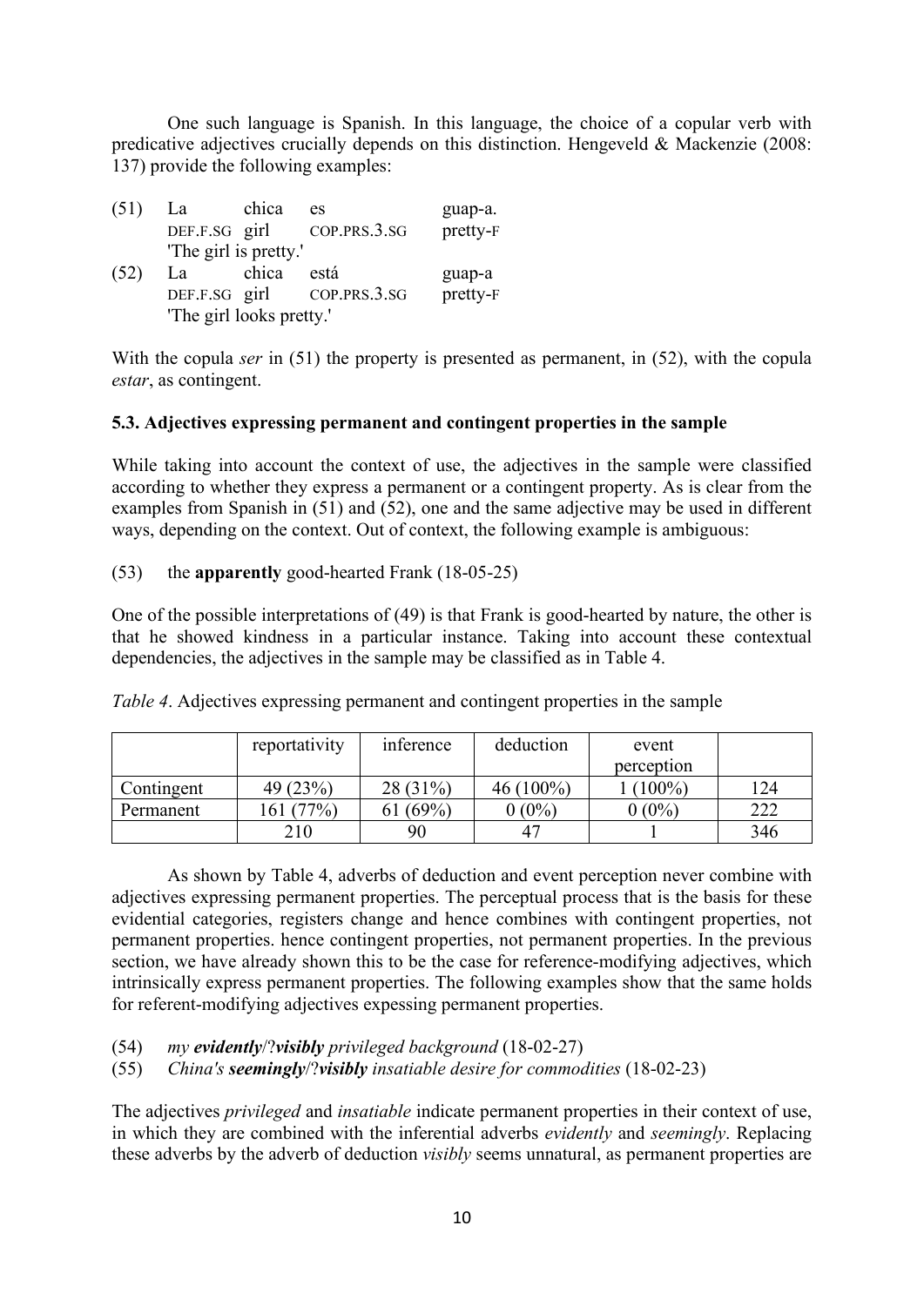One such language is Spanish. In this language, the choice of a copular verb with predicative adjectives crucially depends on this distinction. Hengeveld & Mackenzie (2008: 137) provide the following examples:

(51) La chica es guap-a.
DEF.F.SG girl COP.PRS.3.SG pretty-F
'The girl is pretty.'

(52) La chica está guap-a
DEF.F.SG girl COP.PRS.3.SG pretty-F
'The girl looks pretty.'

With the copula *ser* in (51) the property is presented as permanent, in (52), with the copula *estar*, as contingent.

### 5.3. Adjectives expressing permanent and contingent properties in the sample

While taking into account the context of use, the adjectives in the sample were classified according to whether they express a permanent or a contingent property. As is clear from the examples from Spanish in (51) and (52), one and the same adjective may be used in different ways, depending on the context. Out of context, the following example is ambiguous:

(53) the **apparently** good-hearted Frank (18-05-25)

One of the possible interpretations of (49) is that Frank is good-hearted by nature, the other is that he showed kindness in a particular instance. Taking into account these contextual dependencies, the adjectives in the sample may be classified as in Table 4.

*Table 4*. Adjectives expressing permanent and contingent properties in the sample

| | reportativity | inference | deduction | event perception | |
|---|---|---|---|---|---|
| Contingent | 49 (23%) | 28 (31%) | 46 (100%) | 1 (100%) | 124 |
| Permanent | 161 (77%) | 61 (69%) | 0 (0%) | 0 (0%) | 222 |
| | 210 | 90 | 47 | 1 | 346 |

As shown by Table 4, adverbs of deduction and event perception never combine with adjectives expressing permanent properties. The perceptual process that is the basis for these evidential categories, registers change and hence combines with contingent properties, not permanent properties. hence contingent properties, not permanent properties. In the previous section, we have already shown this to be the case for reference-modifying adjectives, which intrinsically express permanent properties. The following examples show that the same holds for referent-modifying adjectives expessing permanent properties.

(54) *my **evidently**/?**visibly** privileged background* (18-02-27)

(55) *China's **seemingly**/?**visibly** insatiable desire for commodities* (18-02-23)

The adjectives *privileged* and *insatiable* indicate permanent properties in their context of use, in which they are combined with the inferential adverbs *evidently* and *seemingly*. Replacing these adverbs by the adverb of deduction *visibly* seems unnatural, as permanent properties are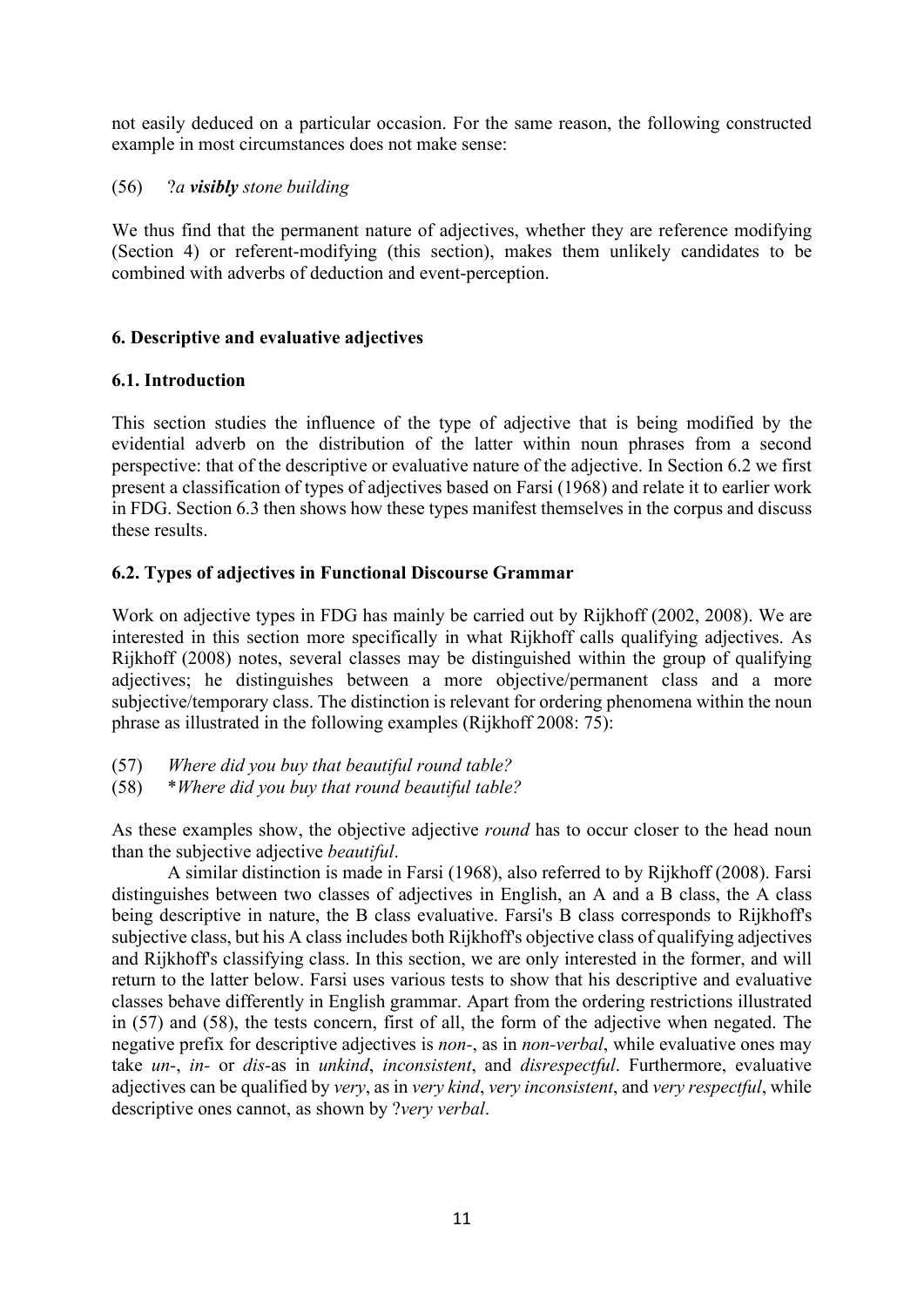not easily deduced on a particular occasion. For the same reason, the following constructed example in most circumstances does not make sense:

(56) ?*a* ***visibly*** *stone building*

We thus find that the permanent nature of adjectives, whether they are reference modifying (Section 4) or referent-modifying (this section), makes them unlikely candidates to be combined with adverbs of deduction and event-perception.

## 6. Descriptive and evaluative adjectives

### 6.1. Introduction

This section studies the influence of the type of adjective that is being modified by the evidential adverb on the distribution of the latter within noun phrases from a second perspective: that of the descriptive or evaluative nature of the adjective. In Section 6.2 we first present a classification of types of adjectives based on Farsi (1968) and relate it to earlier work in FDG. Section 6.3 then shows how these types manifest themselves in the corpus and discuss these results.

### 6.2. Types of adjectives in Functional Discourse Grammar

Work on adjective types in FDG has mainly be carried out by Rijkhoff (2002, 2008). We are interested in this section more specifically in what Rijkhoff calls qualifying adjectives. As Rijkhoff (2008) notes, several classes may be distinguished within the group of qualifying adjectives; he distinguishes between a more objective/permanent class and a more subjective/temporary class. The distinction is relevant for ordering phenomena within the noun phrase as illustrated in the following examples (Rijkhoff 2008: 75):

(57) *Where did you buy that beautiful round table?*

(58) \**Where did you buy that round beautiful table?*

As these examples show, the objective adjective *round* has to occur closer to the head noun than the subjective adjective *beautiful*.

A similar distinction is made in Farsi (1968), also referred to by Rijkhoff (2008). Farsi distinguishes between two classes of adjectives in English, an A and a B class, the A class being descriptive in nature, the B class evaluative. Farsi's B class corresponds to Rijkhoff's subjective class, but his A class includes both Rijkhoff's objective class of qualifying adjectives and Rijkhoff's classifying class. In this section, we are only interested in the former, and will return to the latter below. Farsi uses various tests to show that his descriptive and evaluative classes behave differently in English grammar. Apart from the ordering restrictions illustrated in (57) and (58), the tests concern, first of all, the form of the adjective when negated. The negative prefix for descriptive adjectives is *non-*, as in *non-verbal*, while evaluative ones may take *un-*, *in-* or *dis-*as in *unkind*, *inconsistent*, and *disrespectful*. Furthermore, evaluative adjectives can be qualified by *very*, as in *very kind*, *very inconsistent*, and *very respectful*, while descriptive ones cannot, as shown by ?*very verbal*.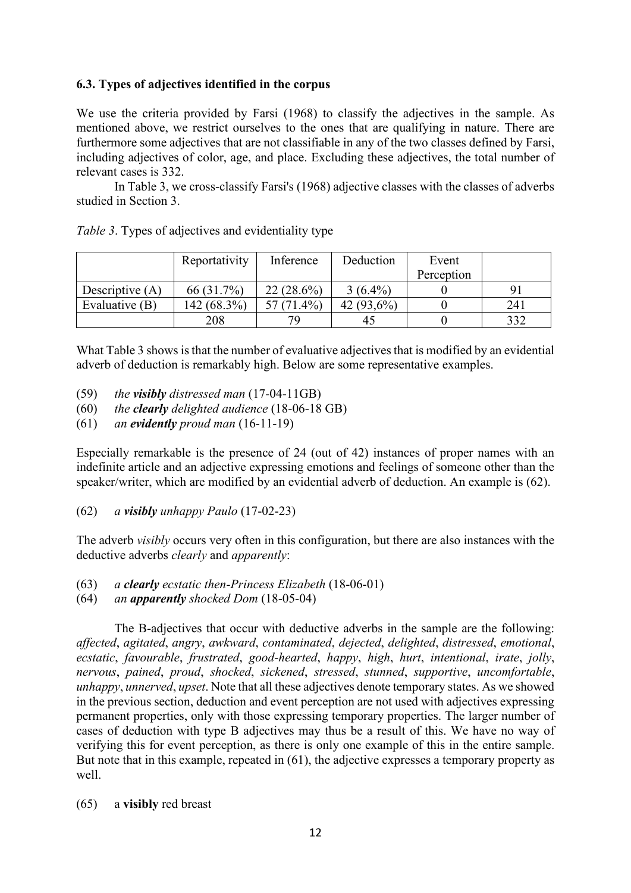### 6.3. Types of adjectives identified in the corpus

We use the criteria provided by Farsi (1968) to classify the adjectives in the sample. As mentioned above, we restrict ourselves to the ones that are qualifying in nature. There are furthermore some adjectives that are not classifiable in any of the two classes defined by Farsi, including adjectives of color, age, and place. Excluding these adjectives, the total number of relevant cases is 332.

In Table 3, we cross-classify Farsi's (1968) adjective classes with the classes of adverbs studied in Section 3.

*Table 3*. Types of adjectives and evidentiality type

| | Reportativity | Inference | Deduction | Event Perception | |
|---|---|---|---|---|---|
| Descriptive (A) | 66 (31.7%) | 22 (28.6%) | 3 (6.4%) | 0 | 91 |
| Evaluative (B) | 142 (68.3%) | 57 (71.4%) | 42 (93,6%) | 0 | 241 |
| | 208 | 79 | 45 | 0 | 332 |

What Table 3 shows is that the number of evaluative adjectives that is modified by an evidential adverb of deduction is remarkably high. Below are some representative examples.

(59) *the **visibly** distressed man* (17-04-11GB)
(60) *the **clearly** delighted audience* (18-06-18 GB)
(61) *an **evidently** proud man* (16-11-19)

Especially remarkable is the presence of 24 (out of 42) instances of proper names with an indefinite article and an adjective expressing emotions and feelings of someone other than the speaker/writer, which are modified by an evidential adverb of deduction. An example is (62).

(62) *a **visibly** unhappy Paulo* (17-02-23)

The adverb *visibly* occurs very often in this configuration, but there are also instances with the deductive adverbs *clearly* and *apparently*:

(63) *a **clearly** ecstatic then-Princess Elizabeth* (18-06-01)
(64) *an **apparently** shocked Dom* (18-05-04)

The B-adjectives that occur with deductive adverbs in the sample are the following: *affected*, *agitated*, *angry*, *awkward*, *contaminated*, *dejected*, *delighted*, *distressed*, *emotional*, *ecstatic*, *favourable*, *frustrated*, *good-hearted*, *happy*, *high*, *hurt*, *intentional*, *irate*, *jolly*, *nervous*, *pained*, *proud*, *shocked*, *sickened*, *stressed*, *stunned*, *supportive*, *uncomfortable*, *unhappy*, *unnerved*, *upset*. Note that all these adjectives denote temporary states. As we showed in the previous section, deduction and event perception are not used with adjectives expressing permanent properties, only with those expressing temporary properties. The larger number of cases of deduction with type B adjectives may thus be a result of this. We have no way of verifying this for event perception, as there is only one example of this in the entire sample. But note that in this example, repeated in (61), the adjective expresses a temporary property as well.

(65) a **visibly** red breast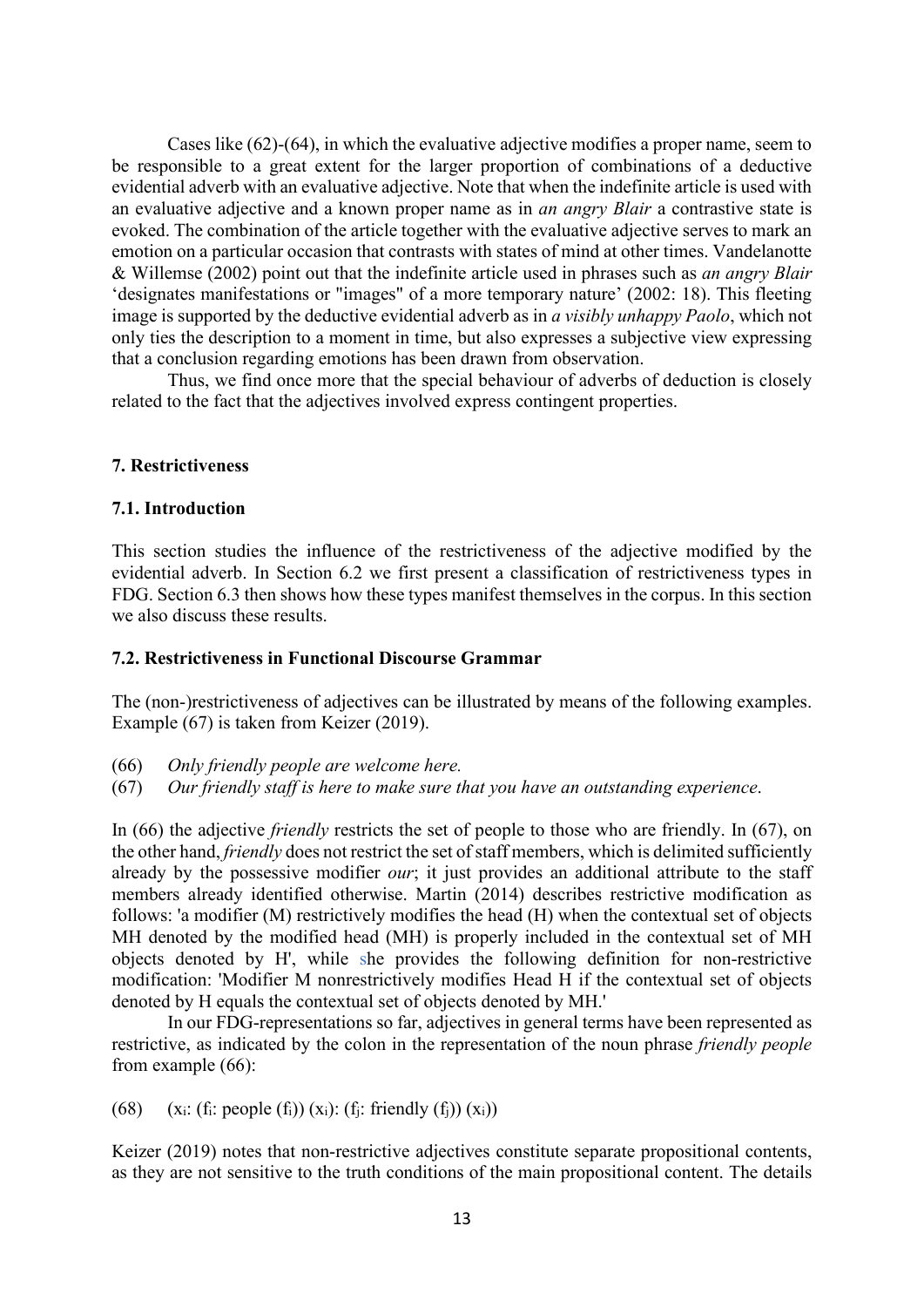Cases like (62)-(64), in which the evaluative adjective modifies a proper name, seem to be responsible to a great extent for the larger proportion of combinations of a deductive evidential adverb with an evaluative adjective. Note that when the indefinite article is used with an evaluative adjective and a known proper name as in *an angry Blair* a contrastive state is evoked. The combination of the article together with the evaluative adjective serves to mark an emotion on a particular occasion that contrasts with states of mind at other times. Vandelanotte & Willemse (2002) point out that the indefinite article used in phrases such as *an angry Blair* 'designates manifestations or "images" of a more temporary nature' (2002: 18). This fleeting image is supported by the deductive evidential adverb as in *a visibly unhappy Paolo*, which not only ties the description to a moment in time, but also expresses a subjective view expressing that a conclusion regarding emotions has been drawn from observation.

Thus, we find once more that the special behaviour of adverbs of deduction is closely related to the fact that the adjectives involved express contingent properties.

## 7. Restrictiveness

### 7.1. Introduction

This section studies the influence of the restrictiveness of the adjective modified by the evidential adverb. In Section 6.2 we first present a classification of restrictiveness types in FDG. Section 6.3 then shows how these types manifest themselves in the corpus. In this section we also discuss these results.

### 7.2. Restrictiveness in Functional Discourse Grammar

The (non-)restrictiveness of adjectives can be illustrated by means of the following examples. Example (67) is taken from Keizer (2019).

(66) *Only friendly people are welcome here.*

(67) *Our friendly staff is here to make sure that you have an outstanding experience.*

In (66) the adjective *friendly* restricts the set of people to those who are friendly. In (67), on the other hand, *friendly* does not restrict the set of staff members, which is delimited sufficiently already by the possessive modifier *our*; it just provides an additional attribute to the staff members already identified otherwise. Martin (2014) describes restrictive modification as follows: 'a modifier (M) restrictively modifies the head (H) when the contextual set of objects MH denoted by the modified head (MH) is properly included in the contextual set of MH objects denoted by H', while she provides the following definition for non-restrictive modification: 'Modifier M nonrestrictively modifies Head H if the contextual set of objects denoted by H equals the contextual set of objects denoted by MH.'

In our FDG-representations so far, adjectives in general terms have been represented as restrictive, as indicated by the colon in the representation of the noun phrase *friendly people* from example (66):

(68) $(x_i: (f_i: \text{people } (f_i)) (x_i): (f_j: \text{friendly } (f_j)) (x_i))$

Keizer (2019) notes that non-restrictive adjectives constitute separate propositional contents, as they are not sensitive to the truth conditions of the main propositional content. The details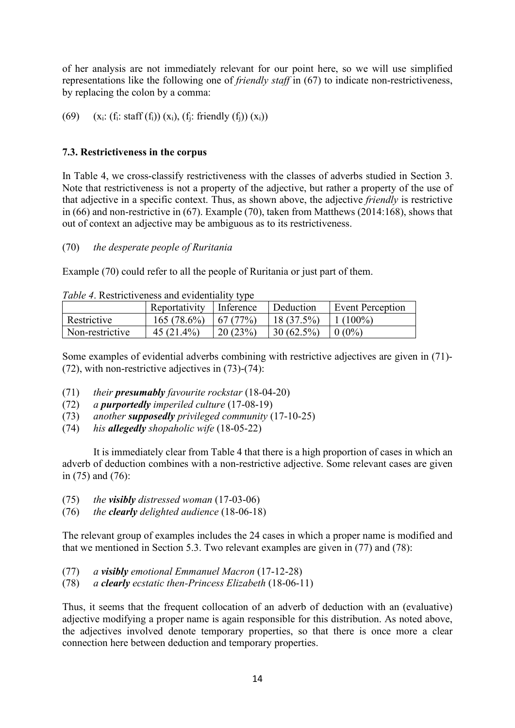of her analysis are not immediately relevant for our point here, so we will use simplified representations like the following one of *friendly staff* in (67) to indicate non-restrictiveness, by replacing the colon by a comma:

(69) $(x_i$: $(f_i$: staff $(f_i))$ $(x_i)$, $(f_j$: friendly $(f_j))$ $(x_i))$

### 7.3. Restrictiveness in the corpus

In Table 4, we cross-classify restrictiveness with the classes of adverbs studied in Section 3. Note that restrictiveness is not a property of the adjective, but rather a property of the use of that adjective in a specific context. Thus, as shown above, the adjective *friendly* is restrictive in (66) and non-restrictive in (67). Example (70), taken from Matthews (2014:168), shows that out of context an adjective may be ambiguous as to its restrictiveness.

(70) *the desperate people of Ruritania*

Example (70) could refer to all the people of Ruritania or just part of them.

*Table 4*. Restrictiveness and evidentiality type

| | Reportativity | Inference | Deduction | Event Perception |
|---|---|---|---|---|
| Restrictive | 165 (78.6%) | 67 (77%) | 18 (37.5%) | 1 (100%) |
| Non-restrictive | 45 (21.4%) | 20 (23%) | 30 (62.5%) | 0 (0%) |

Some examples of evidential adverbs combining with restrictive adjectives are given in (71)-(72), with non-restrictive adjectives in (73)-(74):

(71) *their **presumably** favourite rockstar* (18-04-20)
(72) *a **purportedly** imperiled culture* (17-08-19)
(73) *another **supposedly** privileged community* (17-10-25)
(74) *his **allegedly** shopaholic wife* (18-05-22)

It is immediately clear from Table 4 that there is a high proportion of cases in which an adverb of deduction combines with a non-restrictive adjective. Some relevant cases are given in (75) and (76):

(75) *the **visibly** distressed woman* (17-03-06)
(76) *the **clearly** delighted audience* (18-06-18)

The relevant group of examples includes the 24 cases in which a proper name is modified and that we mentioned in Section 5.3. Two relevant examples are given in (77) and (78):

(77) *a **visibly** emotional Emmanuel Macron* (17-12-28)
(78) *a **clearly** ecstatic then-Princess Elizabeth* (18-06-11)

Thus, it seems that the frequent collocation of an adverb of deduction with an (evaluative) adjective modifying a proper name is again responsible for this distribution. As noted above, the adjectives involved denote temporary properties, so that there is once more a clear connection here between deduction and temporary properties.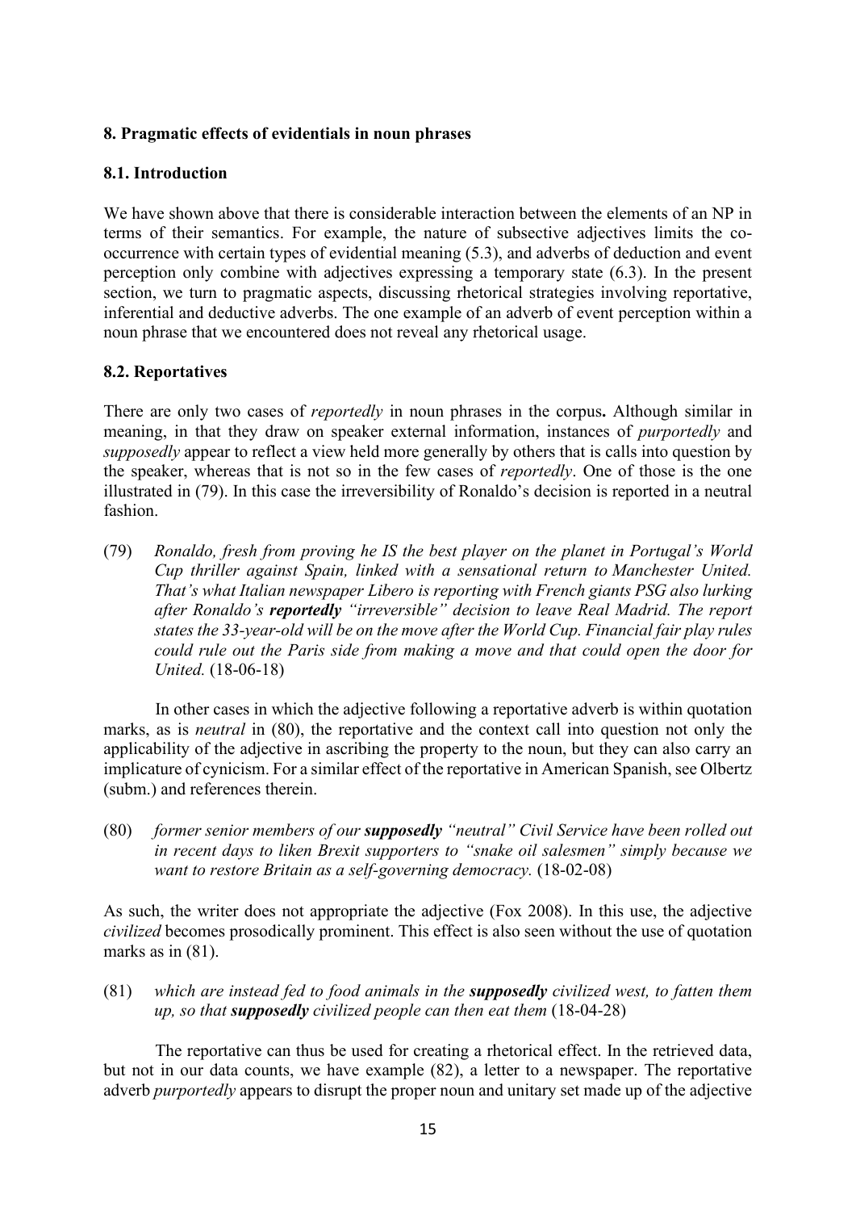**8. Pragmatic effects of evidentials in noun phrases**

**8.1. Introduction**

We have shown above that there is considerable interaction between the elements of an NP in terms of their semantics. For example, the nature of subsective adjectives limits the co-occurrence with certain types of evidential meaning (5.3), and adverbs of deduction and event perception only combine with adjectives expressing a temporary state (6.3). In the present section, we turn to pragmatic aspects, discussing rhetorical strategies involving reportative, inferential and deductive adverbs. The one example of an adverb of event perception within a noun phrase that we encountered does not reveal any rhetorical usage.

**8.2. Reportatives**

There are only two cases of *reportedly* in noun phrases in the corpus**.** Although similar in meaning, in that they draw on speaker external information, instances of *purportedly* and *supposedly* appear to reflect a view held more generally by others that is calls into question by the speaker, whereas that is not so in the few cases of *reportedly*. One of those is the one illustrated in (79). In this case the irreversibility of Ronaldo's decision is reported in a neutral fashion.

(79) *Ronaldo, fresh from proving he IS the best player on the planet in Portugal's World Cup thriller against Spain, linked with a sensational return to Manchester United. That's what Italian newspaper Libero is reporting with French giants PSG also lurking after Ronaldo's* ***reportedly*** *"irreversible" decision to leave Real Madrid. The report states the 33-year-old will be on the move after the World Cup. Financial fair play rules could rule out the Paris side from making a move and that could open the door for United.* (18-06-18)

In other cases in which the adjective following a reportative adverb is within quotation marks, as is *neutral* in (80), the reportative and the context call into question not only the applicability of the adjective in ascribing the property to the noun, but they can also carry an implicature of cynicism. For a similar effect of the reportative in American Spanish, see Olbertz (subm.) and references therein.

(80) *former senior members of our* ***supposedly*** *"neutral" Civil Service have been rolled out in recent days to liken Brexit supporters to "snake oil salesmen" simply because we want to restore Britain as a self-governing democracy.* (18-02-08)

As such, the writer does not appropriate the adjective (Fox 2008). In this use, the adjective *civilized* becomes prosodically prominent. This effect is also seen without the use of quotation marks as in (81).

(81) *which are instead fed to food animals in the* ***supposedly*** *civilized west, to fatten them up, so that* ***supposedly*** *civilized people can then eat them* (18-04-28)

The reportative can thus be used for creating a rhetorical effect. In the retrieved data, but not in our data counts, we have example (82), a letter to a newspaper. The reportative adverb *purportedly* appears to disrupt the proper noun and unitary set made up of the adjective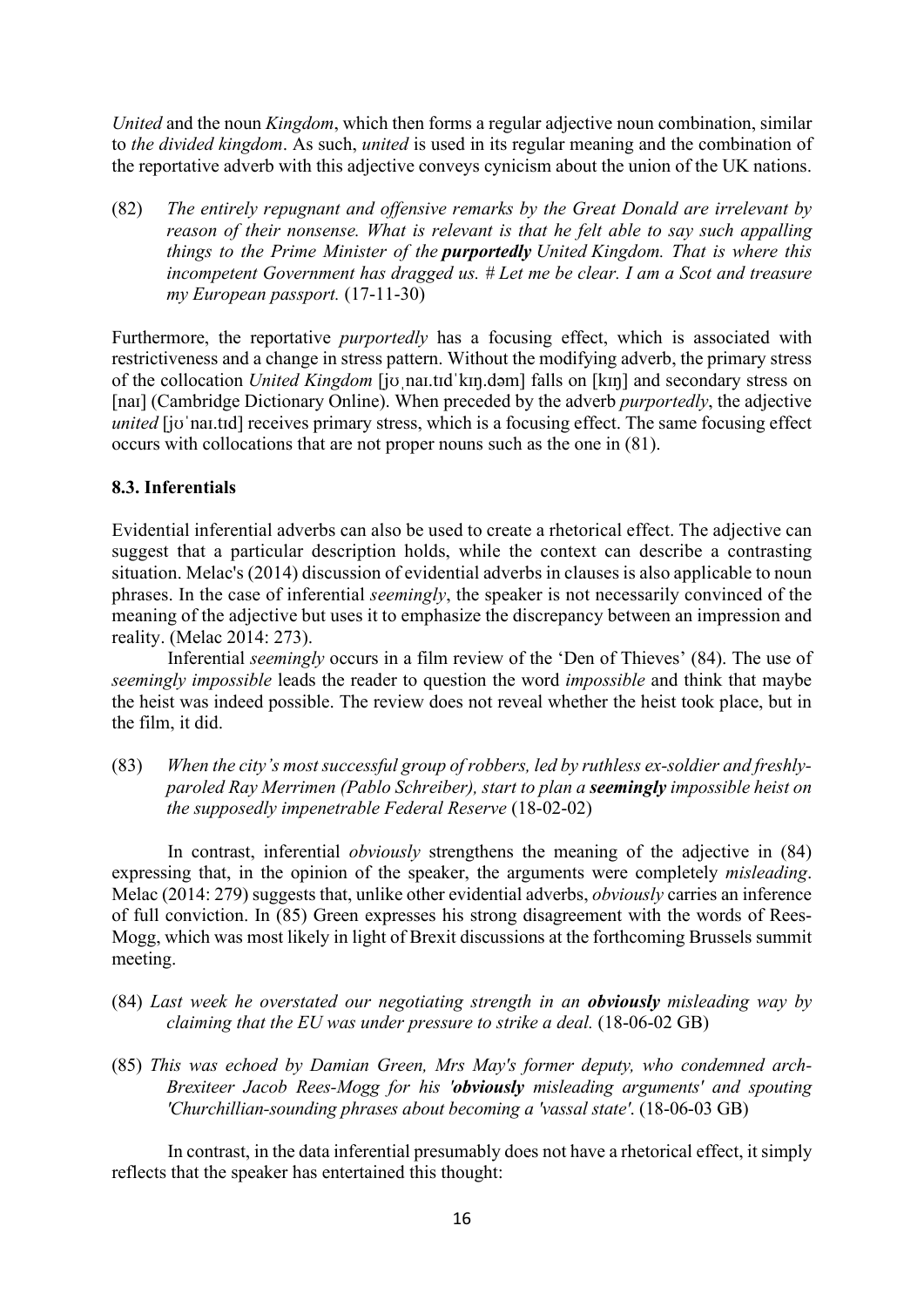*United* and the noun *Kingdom*, which then forms a regular adjective noun combination, similar to *the divided kingdom*. As such, *united* is used in its regular meaning and the combination of the reportative adverb with this adjective conveys cynicism about the union of the UK nations.

(82) *The entirely repugnant and offensive remarks by the Great Donald are irrelevant by reason of their nonsense. What is relevant is that he felt able to say such appalling things to the Prime Minister of the* ***purportedly*** *United Kingdom. That is where this incompetent Government has dragged us. # Let me be clear. I am a Scot and treasure my European passport.* (17-11-30)

Furthermore, the reportative *purportedly* has a focusing effect, which is associated with restrictiveness and a change in stress pattern. Without the modifying adverb, the primary stress of the collocation *United Kingdom* [jʊˌnaɪ.tɪdˈkɪŋ.dəm] falls on [kɪŋ] and secondary stress on [naɪ] (Cambridge Dictionary Online). When preceded by the adverb *purportedly*, the adjective *united* [jʊˈnaɪ.tɪd] receives primary stress, which is a focusing effect. The same focusing effect occurs with collocations that are not proper nouns such as the one in (81).

### 8.3. Inferentials

Evidential inferential adverbs can also be used to create a rhetorical effect. The adjective can suggest that a particular description holds, while the context can describe a contrasting situation. Melac's (2014) discussion of evidential adverbs in clauses is also applicable to noun phrases. In the case of inferential *seemingly*, the speaker is not necessarily convinced of the meaning of the adjective but uses it to emphasize the discrepancy between an impression and reality. (Melac 2014: 273).

Inferential *seemingly* occurs in a film review of the 'Den of Thieves' (84). The use of *seemingly impossible* leads the reader to question the word *impossible* and think that maybe the heist was indeed possible. The review does not reveal whether the heist took place, but in the film, it did.

(83) *When the city's most successful group of robbers, led by ruthless ex-soldier and freshly-paroled Ray Merrimen (Pablo Schreiber), start to plan a* ***seemingly*** *impossible heist on the supposedly impenetrable Federal Reserve* (18-02-02)

In contrast, inferential *obviously* strengthens the meaning of the adjective in (84) expressing that, in the opinion of the speaker, the arguments were completely *misleading*. Melac (2014: 279) suggests that, unlike other evidential adverbs, *obviously* carries an inference of full conviction. In (85) Green expresses his strong disagreement with the words of Rees-Mogg, which was most likely in light of Brexit discussions at the forthcoming Brussels summit meeting.

(84) *Last week he overstated our negotiating strength in an* ***obviously*** *misleading way by claiming that the EU was under pressure to strike a deal.* (18-06-02 GB)

(85) *This was echoed by Damian Green, Mrs May's former deputy, who condemned arch-Brexiteer Jacob Rees-Mogg for his '****obviously*** *misleading arguments' and spouting 'Churchillian-sounding phrases about becoming a 'vassal state'.* (18-06-03 GB)

In contrast, in the data inferential presumably does not have a rhetorical effect, it simply reflects that the speaker has entertained this thought: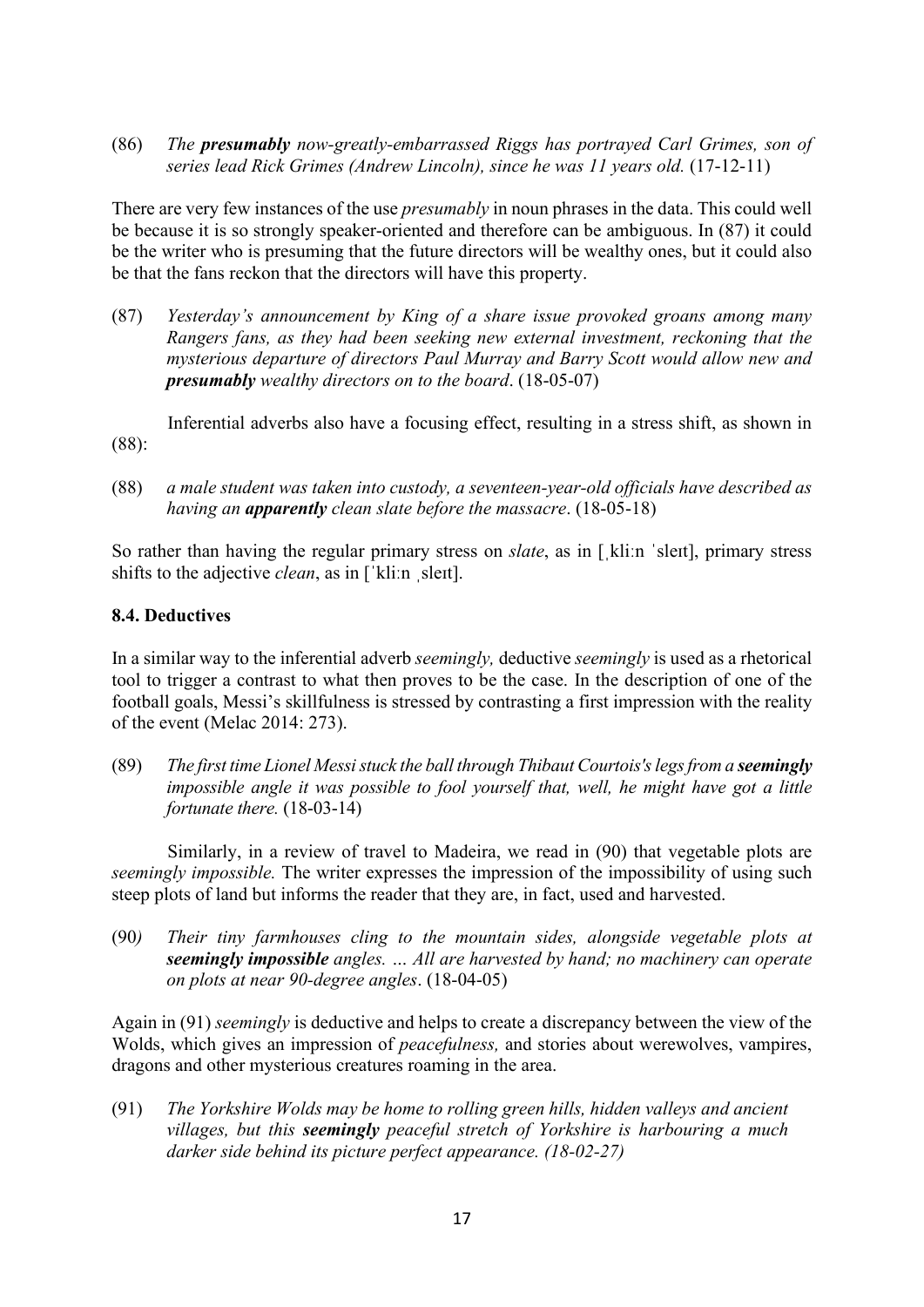(86) *The **presumably** now-greatly-embarrassed Riggs has portrayed Carl Grimes, son of series lead Rick Grimes (Andrew Lincoln), since he was 11 years old.* (17-12-11)

There are very few instances of the use *presumably* in noun phrases in the data. This could well be because it is so strongly speaker-oriented and therefore can be ambiguous. In (87) it could be the writer who is presuming that the future directors will be wealthy ones, but it could also be that the fans reckon that the directors will have this property.

(87) *Yesterday's announcement by King of a share issue provoked groans among many Rangers fans, as they had been seeking new external investment, reckoning that the mysterious departure of directors Paul Murray and Barry Scott would allow new and **presumably** wealthy directors on to the board*. (18-05-07)

Inferential adverbs also have a focusing effect, resulting in a stress shift, as shown in (88):

(88) *a male student was taken into custody, a seventeen-year-old officials have described as having an **apparently** clean slate before the massacre*. (18-05-18)

So rather than having the regular primary stress on *slate*, as in [ˌkliːn ˈsleɪt], primary stress shifts to the adjective *clean*, as in [ˈkliːn ˌsleɪt].

### 8.4. Deductives

In a similar way to the inferential adverb *seemingly,* deductive *seemingly* is used as a rhetorical tool to trigger a contrast to what then proves to be the case. In the description of one of the football goals, Messi's skillfulness is stressed by contrasting a first impression with the reality of the event (Melac 2014: 273).

(89) *The first time Lionel Messi stuck the ball through Thibaut Courtois's legs from a **seemingly** impossible angle it was possible to fool yourself that, well, he might have got a little fortunate there.* (18-03-14)

Similarly, in a review of travel to Madeira, we read in (90) that vegetable plots are *seemingly impossible.* The writer expresses the impression of the impossibility of using such steep plots of land but informs the reader that they are, in fact, used and harvested.

(90) *Their tiny farmhouses cling to the mountain sides, alongside vegetable plots at **seemingly impossible** angles. … All are harvested by hand; no machinery can operate on plots at near 90-degree angles*. (18-04-05)

Again in (91) *seemingly* is deductive and helps to create a discrepancy between the view of the Wolds, which gives an impression of *peacefulness,* and stories about werewolves, vampires, dragons and other mysterious creatures roaming in the area.

(91) *The Yorkshire Wolds may be home to rolling green hills, hidden valleys and ancient villages, but this **seemingly** peaceful stretch of Yorkshire is harbouring a much darker side behind its picture perfect appearance. (18-02-27)*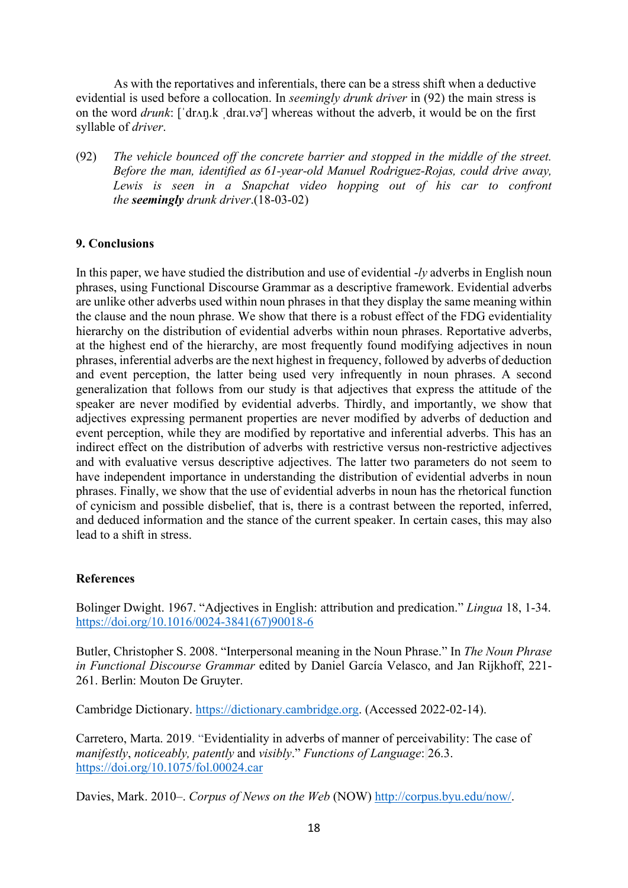As with the reportatives and inferentials, there can be a stress shift when a deductive evidential is used before a collocation. In *seemingly drunk driver* in (92) the main stress is on the word *drunk*: [ˈdrʌŋ.k ˌdraɪ.vəʳ] whereas without the adverb, it would be on the first syllable of *driver*.

(92) *The vehicle bounced off the concrete barrier and stopped in the middle of the street. Before the man, identified as 61-year-old Manuel Rodriguez-Rojas, could drive away, Lewis is seen in a Snapchat video hopping out of his car to confront the* ***seemingly*** *drunk driver*.(18-03-02)

## 9. Conclusions

In this paper, we have studied the distribution and use of evidential *-ly* adverbs in English noun phrases, using Functional Discourse Grammar as a descriptive framework. Evidential adverbs are unlike other adverbs used within noun phrases in that they display the same meaning within the clause and the noun phrase. We show that there is a robust effect of the FDG evidentiality hierarchy on the distribution of evidential adverbs within noun phrases. Reportative adverbs, at the highest end of the hierarchy, are most frequently found modifying adjectives in noun phrases, inferential adverbs are the next highest in frequency, followed by adverbs of deduction and event perception, the latter being used very infrequently in noun phrases. A second generalization that follows from our study is that adjectives that express the attitude of the speaker are never modified by evidential adverbs. Thirdly, and importantly, we show that adjectives expressing permanent properties are never modified by adverbs of deduction and event perception, while they are modified by reportative and inferential adverbs. This has an indirect effect on the distribution of adverbs with restrictive versus non-restrictive adjectives and with evaluative versus descriptive adjectives. The latter two parameters do not seem to have independent importance in understanding the distribution of evidential adverbs in noun phrases. Finally, we show that the use of evidential adverbs in noun has the rhetorical function of cynicism and possible disbelief, that is, there is a contrast between the reported, inferred, and deduced information and the stance of the current speaker. In certain cases, this may also lead to a shift in stress.

## References

Bolinger Dwight. 1967. "Adjectives in English: attribution and predication." *Lingua* 18, 1-34. https://doi.org/10.1016/0024-3841(67)90018-6

Butler, Christopher S. 2008. "Interpersonal meaning in the Noun Phrase." In *The Noun Phrase in Functional Discourse Grammar* edited by Daniel García Velasco, and Jan Rijkhoff, 221-261. Berlin: Mouton De Gruyter.

Cambridge Dictionary. https://dictionary.cambridge.org. (Accessed 2022-02-14).

Carretero, Marta. 2019. "Evidentiality in adverbs of manner of perceivability: The case of *manifestly*, *noticeably, patently* and *visibly*." *Functions of Language*: 26.3. https://doi.org/10.1075/fol.00024.car

Davies, Mark. 2010–. *Corpus of News on the Web* (NOW) http://corpus.byu.edu/now/.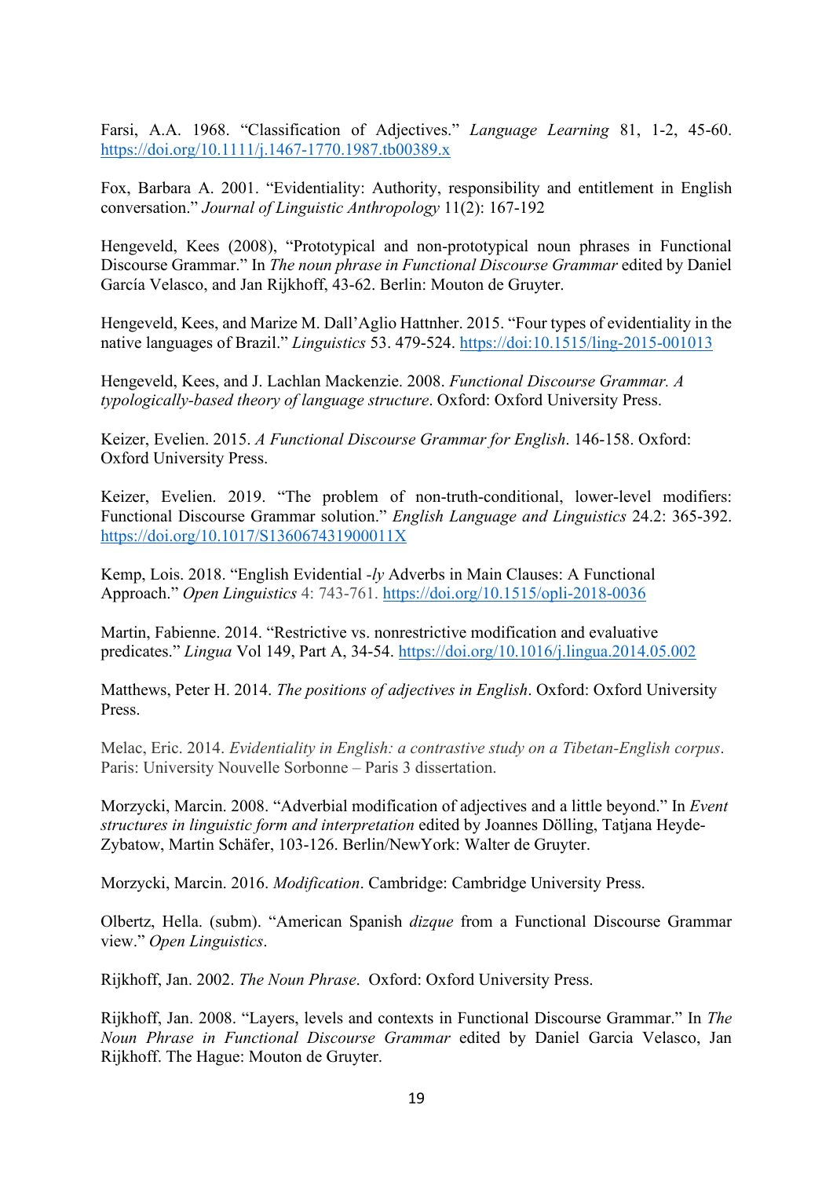Farsi, A.A. 1968. "Classification of Adjectives." *Language Learning* 81, 1-2, 45-60. https://doi.org/10.1111/j.1467-1770.1987.tb00389.x

Fox, Barbara A. 2001. "Evidentiality: Authority, responsibility and entitlement in English conversation." *Journal of Linguistic Anthropology* 11(2): 167-192

Hengeveld, Kees (2008), "Prototypical and non-prototypical noun phrases in Functional Discourse Grammar." In *The noun phrase in Functional Discourse Grammar* edited by Daniel García Velasco, and Jan Rijkhoff, 43-62. Berlin: Mouton de Gruyter.

Hengeveld, Kees, and Marize M. Dall'Aglio Hattnher. 2015. "Four types of evidentiality in the native languages of Brazil." *Linguistics* 53. 479-524. https://doi:10.1515/ling-2015-001013

Hengeveld, Kees, and J. Lachlan Mackenzie. 2008. *Functional Discourse Grammar. A typologically-based theory of language structure*. Oxford: Oxford University Press.

Keizer, Evelien. 2015. *A Functional Discourse Grammar for English*. 146-158. Oxford: Oxford University Press.

Keizer, Evelien. 2019. "The problem of non-truth-conditional, lower-level modifiers: Functional Discourse Grammar solution." *English Language and Linguistics* 24.2: 365-392. https://doi.org/10.1017/S136067431900011X

Kemp, Lois. 2018. "English Evidential *-ly* Adverbs in Main Clauses: A Functional Approach." *Open Linguistics* 4: 743-761. https://doi.org/10.1515/opli-2018-0036

Martin, Fabienne. 2014. "Restrictive vs. nonrestrictive modification and evaluative predicates." *Lingua* Vol 149, Part A, 34-54. https://doi.org/10.1016/j.lingua.2014.05.002

Matthews, Peter H. 2014. *The positions of adjectives in English*. Oxford: Oxford University Press.

Melac, Eric. 2014. *Evidentiality in English: a contrastive study on a Tibetan-English corpus*. Paris: University Nouvelle Sorbonne – Paris 3 dissertation.

Morzycki, Marcin. 2008. "Adverbial modification of adjectives and a little beyond." In *Event structures in linguistic form and interpretation* edited by Joannes Dölling, Tatjana Heyde-Zybatow, Martin Schäfer, 103-126. Berlin/NewYork: Walter de Gruyter.

Morzycki, Marcin. 2016. *Modification*. Cambridge: Cambridge University Press.

Olbertz, Hella. (subm). "American Spanish *dizque* from a Functional Discourse Grammar view." *Open Linguistics*.

Rijkhoff, Jan. 2002. *The Noun Phrase*. Oxford: Oxford University Press.

Rijkhoff, Jan. 2008. "Layers, levels and contexts in Functional Discourse Grammar." In *The Noun Phrase in Functional Discourse Grammar* edited by Daniel Garcia Velasco, Jan Rijkhoff. The Hague: Mouton de Gruyter.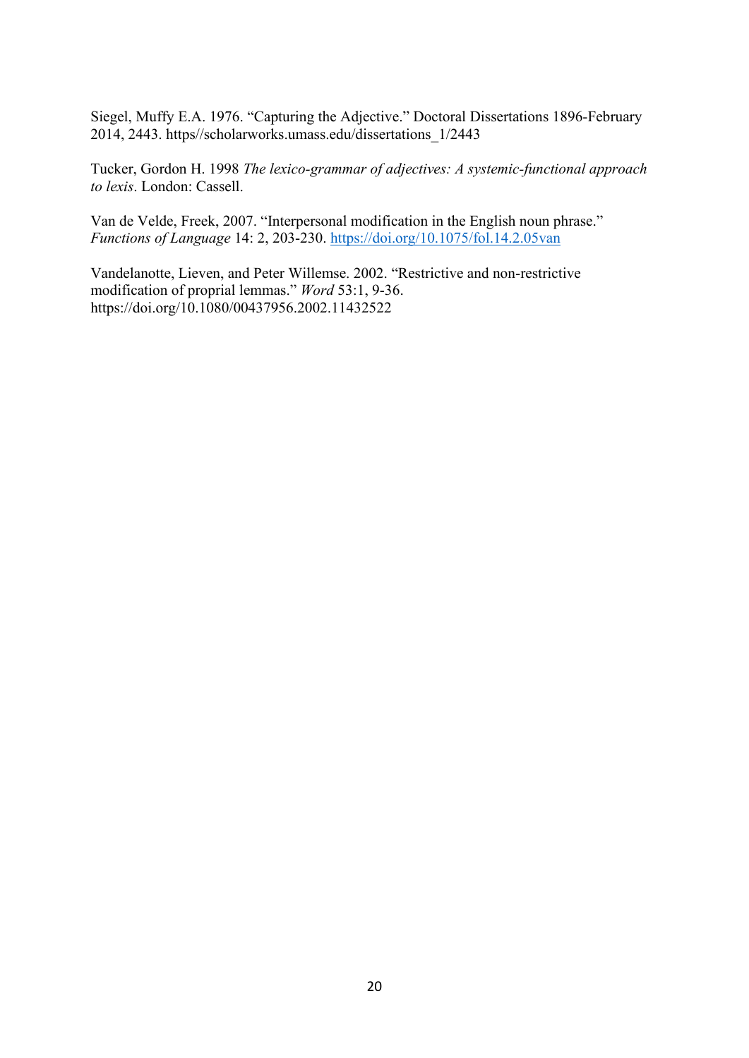Siegel, Muffy E.A. 1976. "Capturing the Adjective." Doctoral Dissertations 1896-February 2014, 2443. https//scholarworks.umass.edu/dissertations_1/2443

Tucker, Gordon H. 1998 *The lexico-grammar of adjectives: A systemic-functional approach to lexis*. London: Cassell.

Van de Velde, Freek, 2007. "Interpersonal modification in the English noun phrase." *Functions of Language* 14: 2, 203-230. https://doi.org/10.1075/fol.14.2.05van

Vandelanotte, Lieven, and Peter Willemse. 2002. "Restrictive and non-restrictive modification of proprial lemmas." *Word* 53:1, 9-36. https://doi.org/10.1080/00437956.2002.11432522